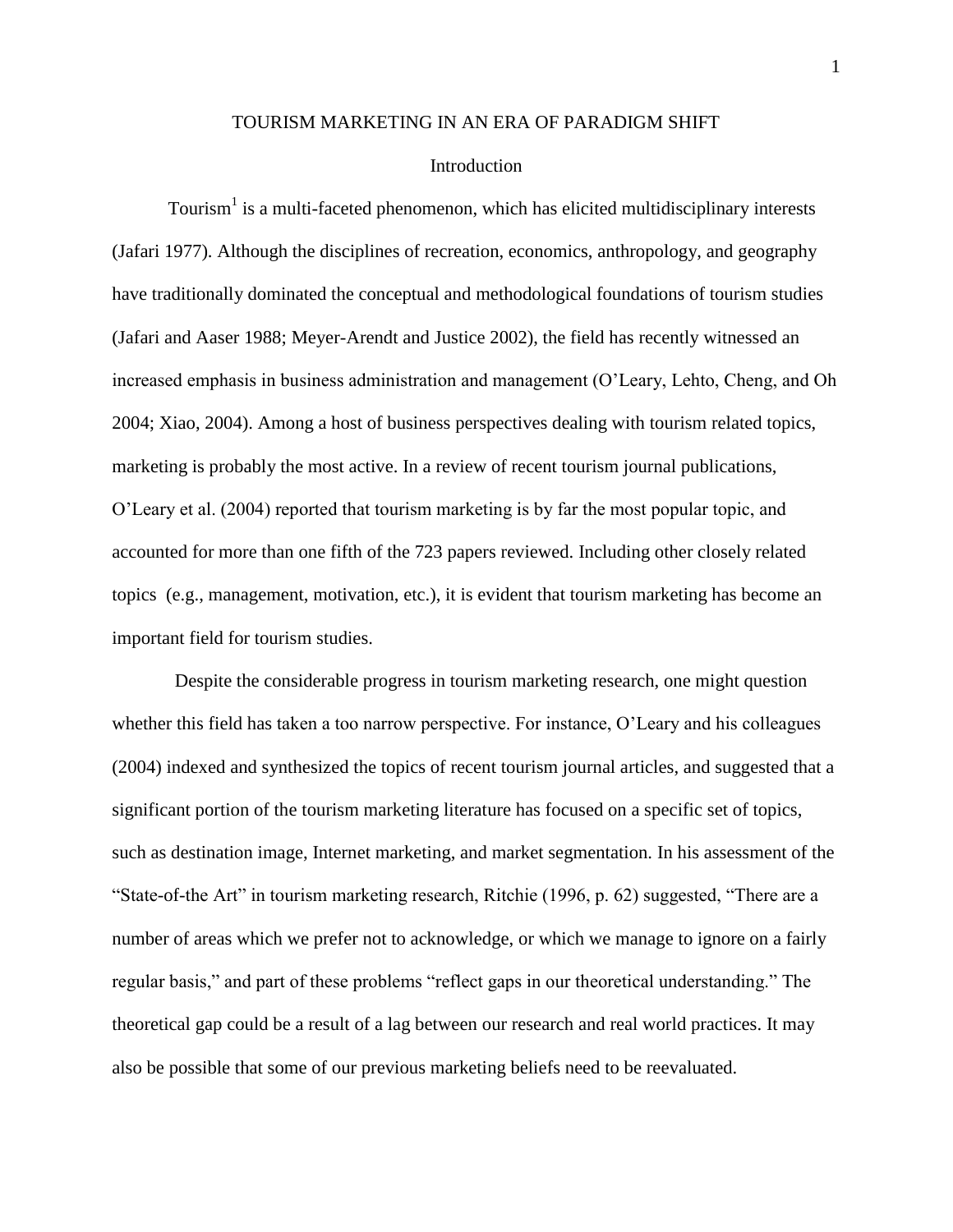# TOURISM MARKETING IN AN ERA OF PARADIGM SHIFT

## Introduction

Tourism[1] is a multi-faceted phenomenon, which has elicited multidisciplinary interests (Jafari 1977). Although the disciplines of recreation, economics, anthropology, and geography have traditionally dominated the conceptual and methodological foundations of tourism studies (Jafari and Aaser 1988; Meyer-Arendt and Justice 2002), the field has recently witnessed an increased emphasis in business administration and management (O'Leary, Lehto, Cheng, and Oh 2004; Xiao, 2004). Among a host of business perspectives dealing with tourism related topics, marketing is probably the most active. In a review of recent tourism journal publications, O'Leary et al. (2004) reported that tourism marketing is by far the most popular topic, and accounted for more than one fifth of the 723 papers reviewed. Including other closely related topics (e.g., management, motivation, etc.), it is evident that tourism marketing has become an important field for tourism studies.

Despite the considerable progress in tourism marketing research, one might question whether this field has taken a too narrow perspective. For instance, O'Leary and his colleagues (2004) indexed and synthesized the topics of recent tourism journal articles, and suggested that a significant portion of the tourism marketing literature has focused on a specific set of topics, such as destination image, Internet marketing, and market segmentation. In his assessment of the "State-of-the Art" in tourism marketing research, Ritchie (1996, p. 62) suggested, "There are a number of areas which we prefer not to acknowledge, or which we manage to ignore on a fairly regular basis," and part of these problems "reflect gaps in our theoretical understanding." The theoretical gap could be a result of a lag between our research and real world practices. It may also be possible that some of our previous marketing beliefs need to be reevaluated.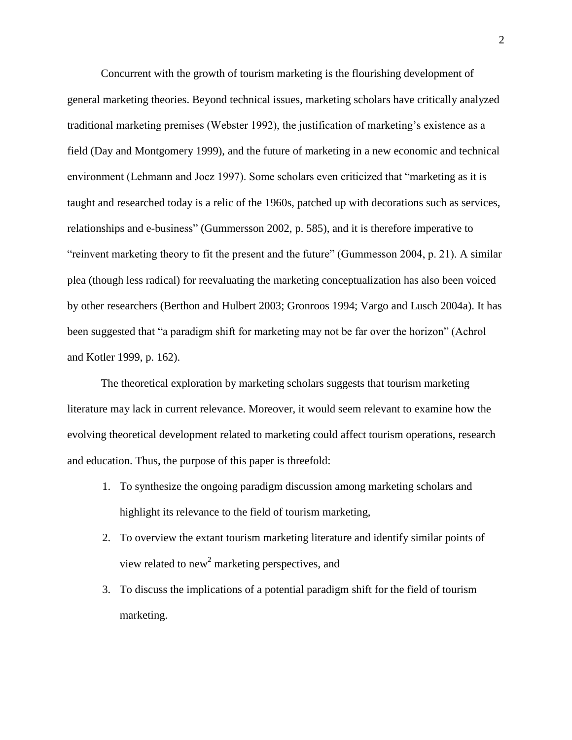Concurrent with the growth of tourism marketing is the flourishing development of general marketing theories. Beyond technical issues, marketing scholars have critically analyzed traditional marketing premises (Webster 1992), the justification of marketing's existence as a field (Day and Montgomery 1999), and the future of marketing in a new economic and technical environment (Lehmann and Jocz 1997). Some scholars even criticized that "marketing as it is taught and researched today is a relic of the 1960s, patched up with decorations such as services, relationships and e-business" (Gummersson 2002, p. 585), and it is therefore imperative to "reinvent marketing theory to fit the present and the future" (Gummesson 2004, p. 21). A similar plea (though less radical) for reevaluating the marketing conceptualization has also been voiced by other researchers (Berthon and Hulbert 2003; Gronroos 1994; Vargo and Lusch 2004a). It has been suggested that "a paradigm shift for marketing may not be far over the horizon" (Achrol and Kotler 1999, p. 162).

The theoretical exploration by marketing scholars suggests that tourism marketing literature may lack in current relevance. Moreover, it would seem relevant to examine how the evolving theoretical development related to marketing could affect tourism operations, research and education. Thus, the purpose of this paper is threefold:

1. To synthesize the ongoing paradigm discussion among marketing scholars and highlight its relevance to the field of tourism marketing,
2. To overview the extant tourism marketing literature and identify similar points of view related to new[2] marketing perspectives, and
3. To discuss the implications of a potential paradigm shift for the field of tourism marketing.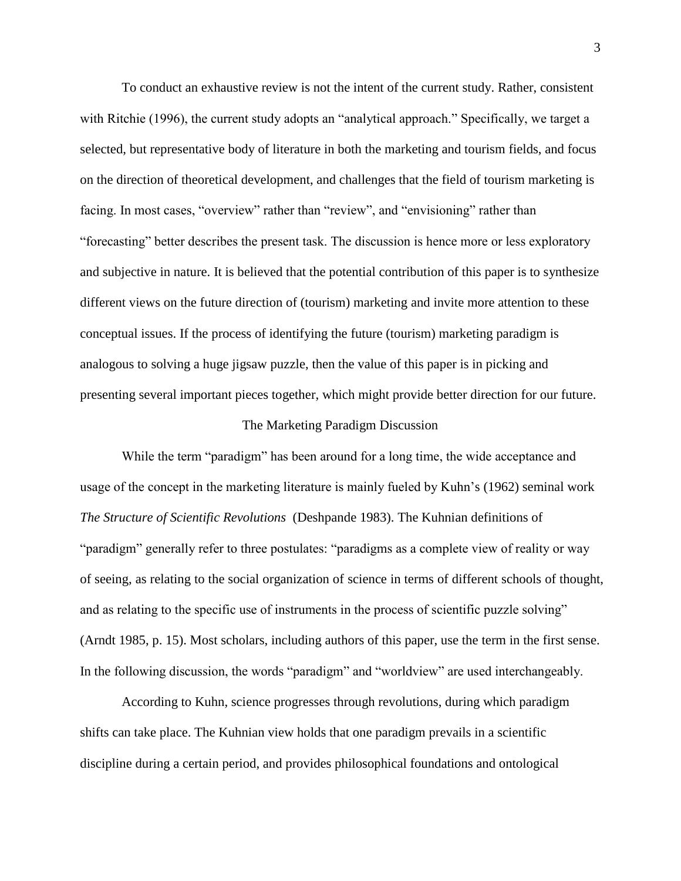To conduct an exhaustive review is not the intent of the current study. Rather, consistent with Ritchie (1996), the current study adopts an "analytical approach." Specifically, we target a selected, but representative body of literature in both the marketing and tourism fields, and focus on the direction of theoretical development, and challenges that the field of tourism marketing is facing. In most cases, "overview" rather than "review", and "envisioning" rather than "forecasting" better describes the present task. The discussion is hence more or less exploratory and subjective in nature. It is believed that the potential contribution of this paper is to synthesize different views on the future direction of (tourism) marketing and invite more attention to these conceptual issues. If the process of identifying the future (tourism) marketing paradigm is analogous to solving a huge jigsaw puzzle, then the value of this paper is in picking and presenting several important pieces together, which might provide better direction for our future.

## The Marketing Paradigm Discussion

While the term "paradigm" has been around for a long time, the wide acceptance and usage of the concept in the marketing literature is mainly fueled by Kuhn's (1962) seminal work *The Structure of Scientific Revolutions* (Deshpande 1983). The Kuhnian definitions of "paradigm" generally refer to three postulates: "paradigms as a complete view of reality or way of seeing, as relating to the social organization of science in terms of different schools of thought, and as relating to the specific use of instruments in the process of scientific puzzle solving" (Arndt 1985, p. 15). Most scholars, including authors of this paper, use the term in the first sense. In the following discussion, the words "paradigm" and "worldview" are used interchangeably.

According to Kuhn, science progresses through revolutions, during which paradigm shifts can take place. The Kuhnian view holds that one paradigm prevails in a scientific discipline during a certain period, and provides philosophical foundations and ontological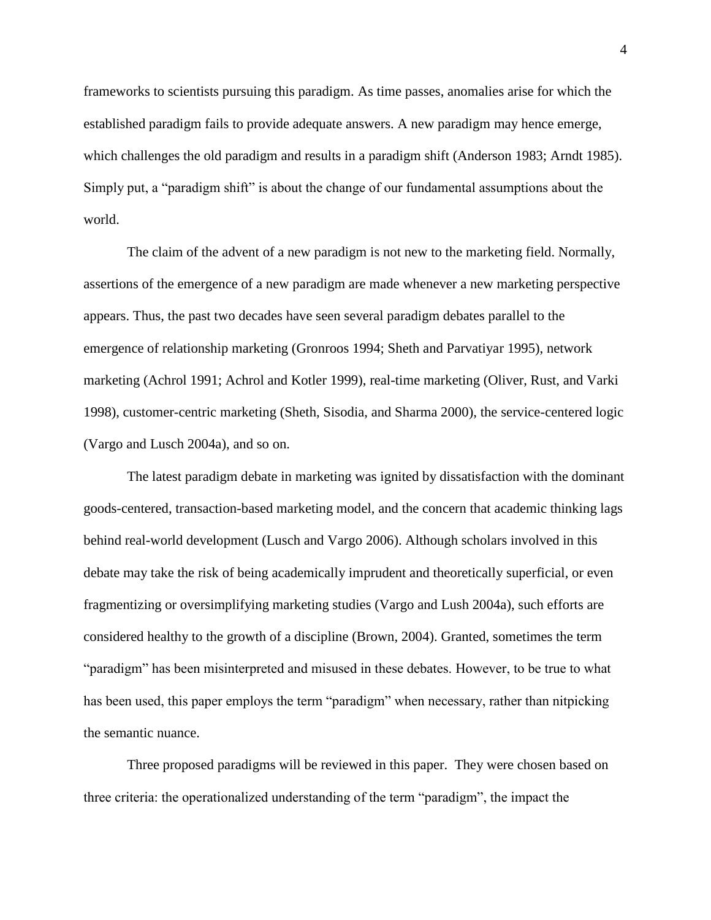frameworks to scientists pursuing this paradigm. As time passes, anomalies arise for which the established paradigm fails to provide adequate answers. A new paradigm may hence emerge, which challenges the old paradigm and results in a paradigm shift (Anderson 1983; Arndt 1985). Simply put, a "paradigm shift" is about the change of our fundamental assumptions about the world.

The claim of the advent of a new paradigm is not new to the marketing field. Normally, assertions of the emergence of a new paradigm are made whenever a new marketing perspective appears. Thus, the past two decades have seen several paradigm debates parallel to the emergence of relationship marketing (Gronroos 1994; Sheth and Parvatiyar 1995), network marketing (Achrol 1991; Achrol and Kotler 1999), real-time marketing (Oliver, Rust, and Varki 1998), customer-centric marketing (Sheth, Sisodia, and Sharma 2000), the service-centered logic (Vargo and Lusch 2004a), and so on.

The latest paradigm debate in marketing was ignited by dissatisfaction with the dominant goods-centered, transaction-based marketing model, and the concern that academic thinking lags behind real-world development (Lusch and Vargo 2006). Although scholars involved in this debate may take the risk of being academically imprudent and theoretically superficial, or even fragmentizing or oversimplifying marketing studies (Vargo and Lush 2004a), such efforts are considered healthy to the growth of a discipline (Brown, 2004). Granted, sometimes the term "paradigm" has been misinterpreted and misused in these debates. However, to be true to what has been used, this paper employs the term "paradigm" when necessary, rather than nitpicking the semantic nuance.

Three proposed paradigms will be reviewed in this paper. They were chosen based on three criteria: the operationalized understanding of the term "paradigm", the impact the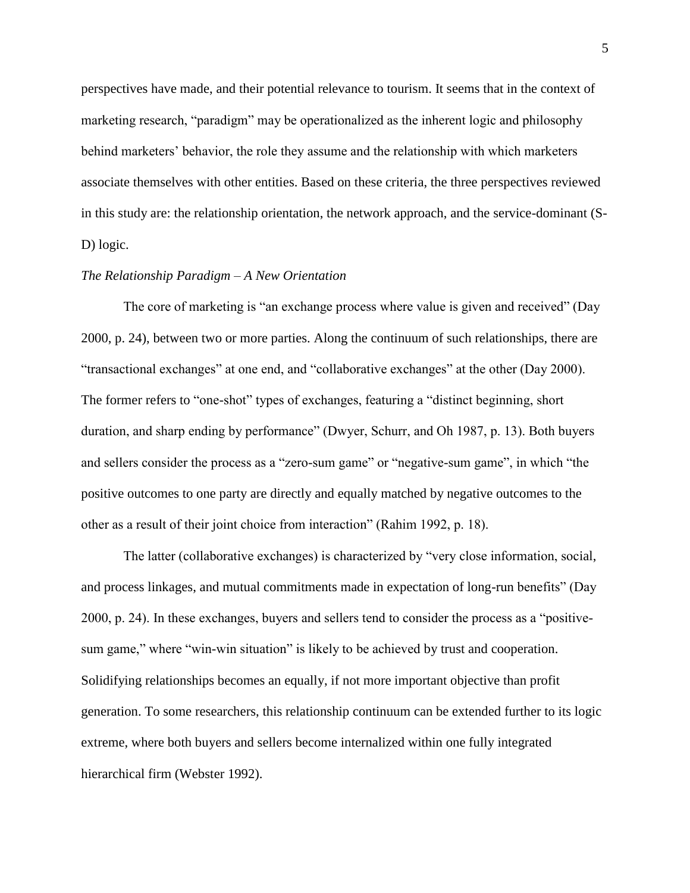perspectives have made, and their potential relevance to tourism. It seems that in the context of marketing research, "paradigm" may be operationalized as the inherent logic and philosophy behind marketers' behavior, the role they assume and the relationship with which marketers associate themselves with other entities. Based on these criteria, the three perspectives reviewed in this study are: the relationship orientation, the network approach, and the service-dominant (S-D) logic.

*The Relationship Paradigm – A New Orientation*

The core of marketing is "an exchange process where value is given and received" (Day 2000, p. 24), between two or more parties. Along the continuum of such relationships, there are "transactional exchanges" at one end, and "collaborative exchanges" at the other (Day 2000). The former refers to "one-shot" types of exchanges, featuring a "distinct beginning, short duration, and sharp ending by performance" (Dwyer, Schurr, and Oh 1987, p. 13). Both buyers and sellers consider the process as a "zero-sum game" or "negative-sum game", in which "the positive outcomes to one party are directly and equally matched by negative outcomes to the other as a result of their joint choice from interaction" (Rahim 1992, p. 18).

The latter (collaborative exchanges) is characterized by "very close information, social, and process linkages, and mutual commitments made in expectation of long-run benefits" (Day 2000, p. 24). In these exchanges, buyers and sellers tend to consider the process as a "positive-sum game," where "win-win situation" is likely to be achieved by trust and cooperation. Solidifying relationships becomes an equally, if not more important objective than profit generation. To some researchers, this relationship continuum can be extended further to its logic extreme, where both buyers and sellers become internalized within one fully integrated hierarchical firm (Webster 1992).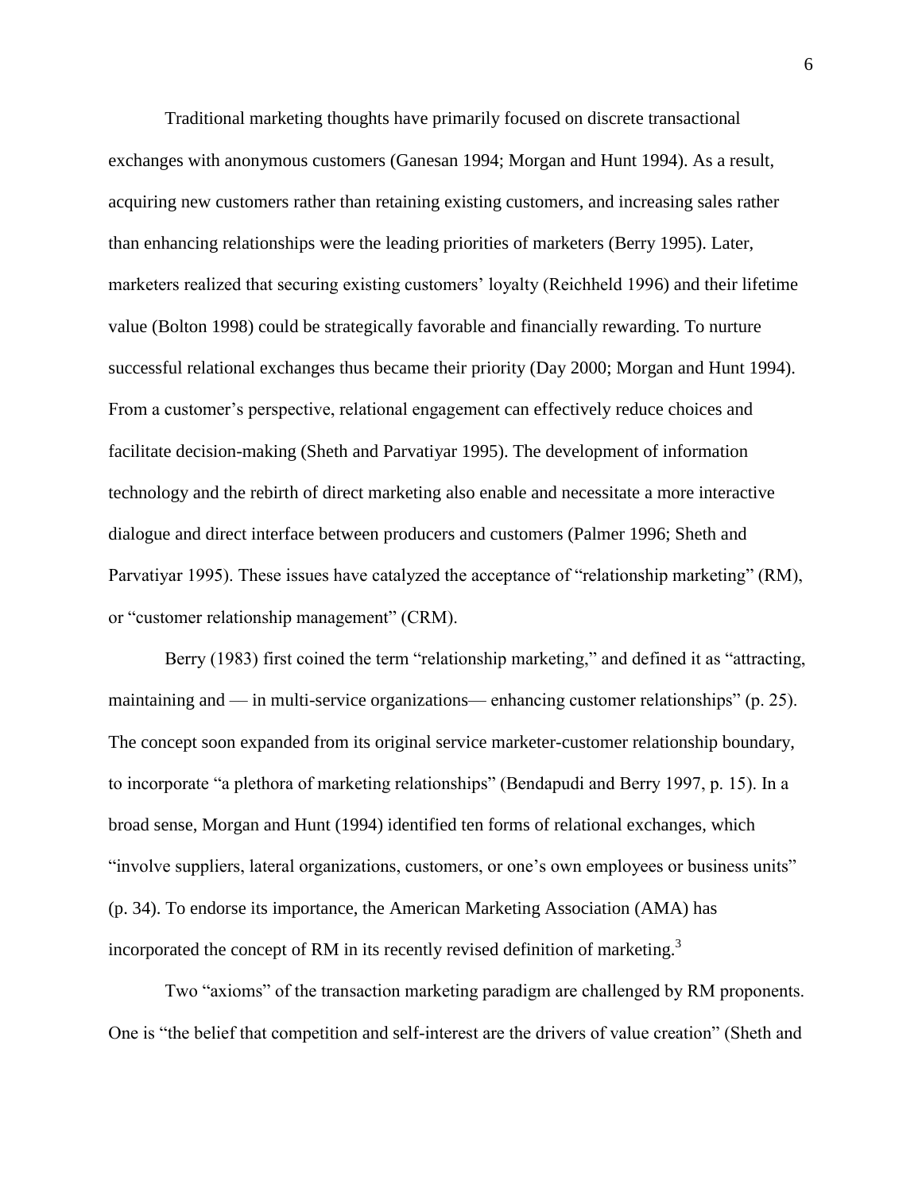Traditional marketing thoughts have primarily focused on discrete transactional exchanges with anonymous customers (Ganesan 1994; Morgan and Hunt 1994). As a result, acquiring new customers rather than retaining existing customers, and increasing sales rather than enhancing relationships were the leading priorities of marketers (Berry 1995). Later, marketers realized that securing existing customers' loyalty (Reichheld 1996) and their lifetime value (Bolton 1998) could be strategically favorable and financially rewarding. To nurture successful relational exchanges thus became their priority (Day 2000; Morgan and Hunt 1994). From a customer's perspective, relational engagement can effectively reduce choices and facilitate decision-making (Sheth and Parvatiyar 1995). The development of information technology and the rebirth of direct marketing also enable and necessitate a more interactive dialogue and direct interface between producers and customers (Palmer 1996; Sheth and Parvatiyar 1995). These issues have catalyzed the acceptance of "relationship marketing" (RM), or "customer relationship management" (CRM).

Berry (1983) first coined the term "relationship marketing," and defined it as "attracting, maintaining and — in multi-service organizations— enhancing customer relationships" (p. 25). The concept soon expanded from its original service marketer-customer relationship boundary, to incorporate "a plethora of marketing relationships" (Bendapudi and Berry 1997, p. 15). In a broad sense, Morgan and Hunt (1994) identified ten forms of relational exchanges, which "involve suppliers, lateral organizations, customers, or one's own employees or business units" (p. 34). To endorse its importance, the American Marketing Association (AMA) has incorporated the concept of RM in its recently revised definition of marketing.[3]

Two "axioms" of the transaction marketing paradigm are challenged by RM proponents. One is "the belief that competition and self-interest are the drivers of value creation" (Sheth and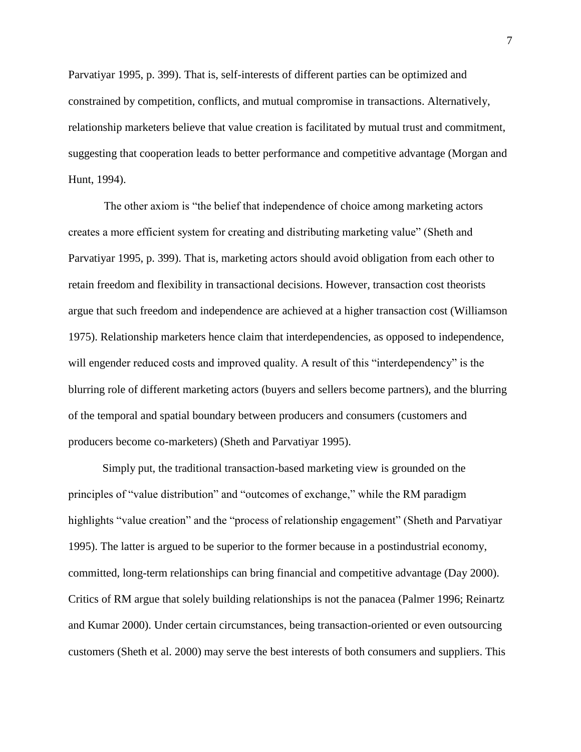Parvatiyar 1995, p. 399). That is, self-interests of different parties can be optimized and constrained by competition, conflicts, and mutual compromise in transactions. Alternatively, relationship marketers believe that value creation is facilitated by mutual trust and commitment, suggesting that cooperation leads to better performance and competitive advantage (Morgan and Hunt, 1994).

The other axiom is "the belief that independence of choice among marketing actors creates a more efficient system for creating and distributing marketing value" (Sheth and Parvatiyar 1995, p. 399). That is, marketing actors should avoid obligation from each other to retain freedom and flexibility in transactional decisions. However, transaction cost theorists argue that such freedom and independence are achieved at a higher transaction cost (Williamson 1975). Relationship marketers hence claim that interdependencies, as opposed to independence, will engender reduced costs and improved quality. A result of this "interdependency" is the blurring role of different marketing actors (buyers and sellers become partners), and the blurring of the temporal and spatial boundary between producers and consumers (customers and producers become co-marketers) (Sheth and Parvatiyar 1995).

Simply put, the traditional transaction-based marketing view is grounded on the principles of "value distribution" and "outcomes of exchange," while the RM paradigm highlights "value creation" and the "process of relationship engagement" (Sheth and Parvatiyar 1995). The latter is argued to be superior to the former because in a postindustrial economy, committed, long-term relationships can bring financial and competitive advantage (Day 2000). Critics of RM argue that solely building relationships is not the panacea (Palmer 1996; Reinartz and Kumar 2000). Under certain circumstances, being transaction-oriented or even outsourcing customers (Sheth et al. 2000) may serve the best interests of both consumers and suppliers. This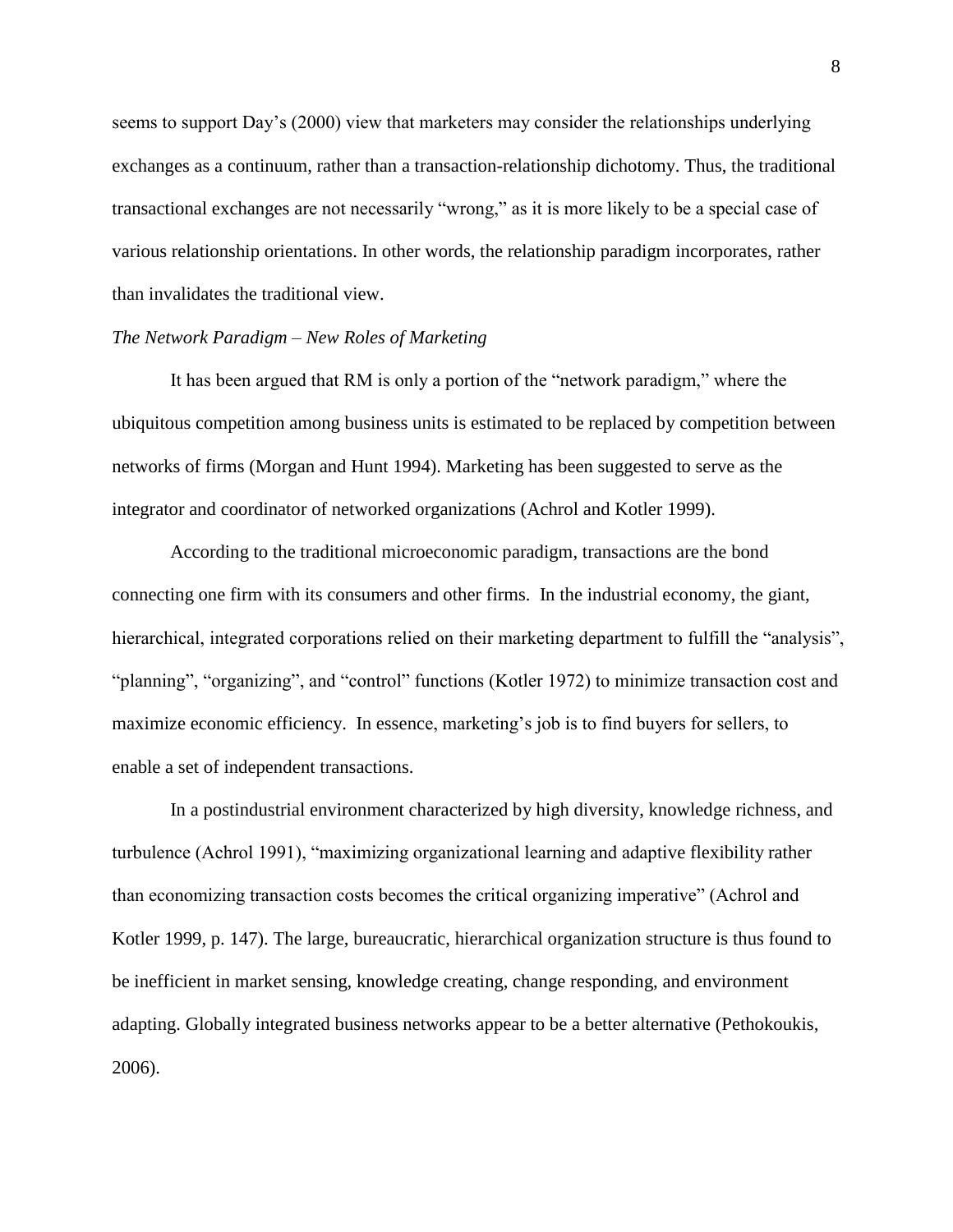seems to support Day's (2000) view that marketers may consider the relationships underlying exchanges as a continuum, rather than a transaction-relationship dichotomy. Thus, the traditional transactional exchanges are not necessarily "wrong," as it is more likely to be a special case of various relationship orientations. In other words, the relationship paradigm incorporates, rather than invalidates the traditional view.

### *The Network Paradigm – New Roles of Marketing*

It has been argued that RM is only a portion of the "network paradigm," where the ubiquitous competition among business units is estimated to be replaced by competition between networks of firms (Morgan and Hunt 1994). Marketing has been suggested to serve as the integrator and coordinator of networked organizations (Achrol and Kotler 1999).

According to the traditional microeconomic paradigm, transactions are the bond connecting one firm with its consumers and other firms. In the industrial economy, the giant, hierarchical, integrated corporations relied on their marketing department to fulfill the "analysis", "planning", "organizing", and "control" functions (Kotler 1972) to minimize transaction cost and maximize economic efficiency. In essence, marketing's job is to find buyers for sellers, to enable a set of independent transactions.

In a postindustrial environment characterized by high diversity, knowledge richness, and turbulence (Achrol 1991), "maximizing organizational learning and adaptive flexibility rather than economizing transaction costs becomes the critical organizing imperative" (Achrol and Kotler 1999, p. 147). The large, bureaucratic, hierarchical organization structure is thus found to be inefficient in market sensing, knowledge creating, change responding, and environment adapting. Globally integrated business networks appear to be a better alternative (Pethokoukis, 2006).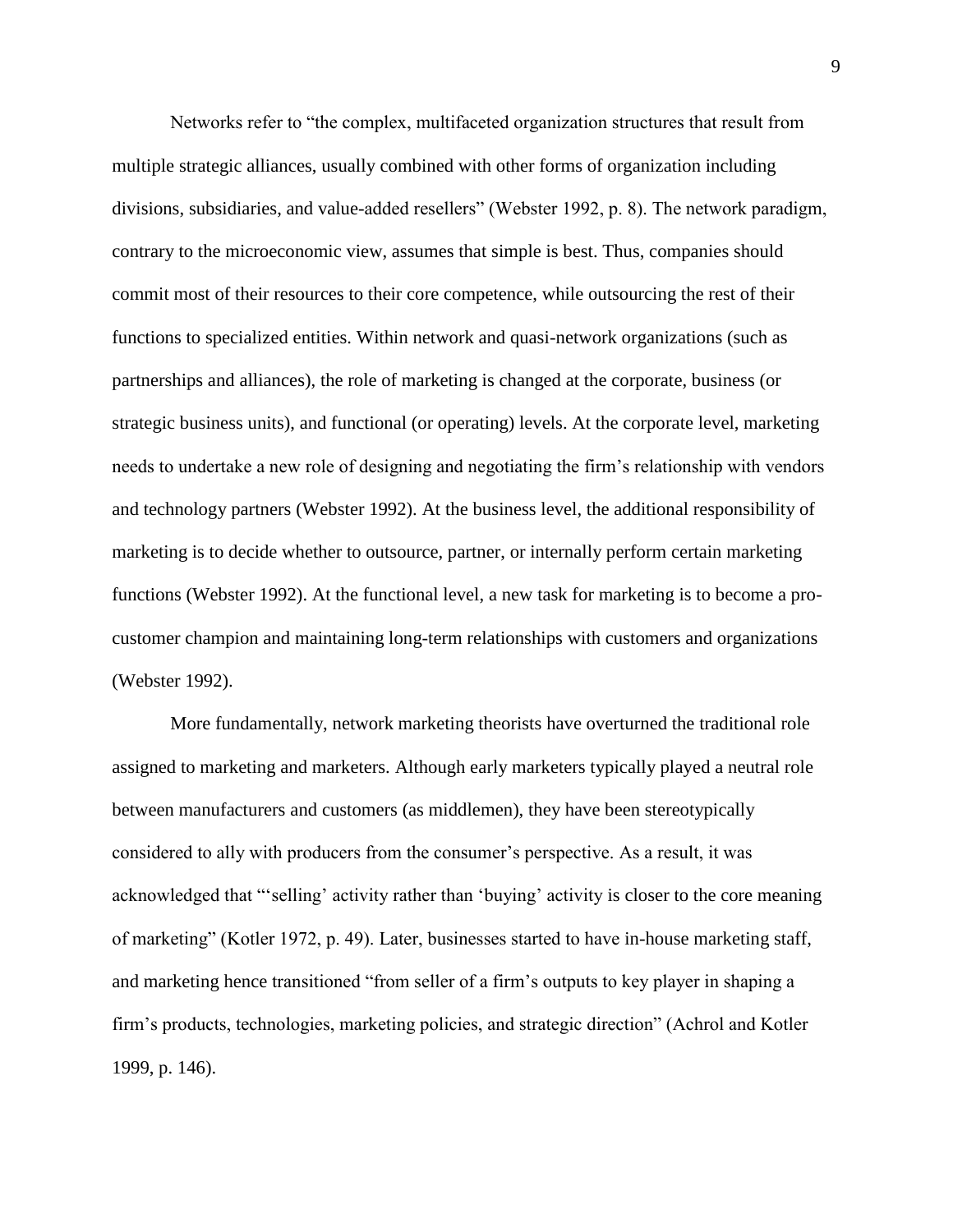Networks refer to "the complex, multifaceted organization structures that result from multiple strategic alliances, usually combined with other forms of organization including divisions, subsidiaries, and value-added resellers" (Webster 1992, p. 8). The network paradigm, contrary to the microeconomic view, assumes that simple is best. Thus, companies should commit most of their resources to their core competence, while outsourcing the rest of their functions to specialized entities. Within network and quasi-network organizations (such as partnerships and alliances), the role of marketing is changed at the corporate, business (or strategic business units), and functional (or operating) levels. At the corporate level, marketing needs to undertake a new role of designing and negotiating the firm's relationship with vendors and technology partners (Webster 1992). At the business level, the additional responsibility of marketing is to decide whether to outsource, partner, or internally perform certain marketing functions (Webster 1992). At the functional level, a new task for marketing is to become a pro-customer champion and maintaining long-term relationships with customers and organizations (Webster 1992).

More fundamentally, network marketing theorists have overturned the traditional role assigned to marketing and marketers. Although early marketers typically played a neutral role between manufacturers and customers (as middlemen), they have been stereotypically considered to ally with producers from the consumer's perspective. As a result, it was acknowledged that "'selling' activity rather than 'buying' activity is closer to the core meaning of marketing" (Kotler 1972, p. 49). Later, businesses started to have in-house marketing staff, and marketing hence transitioned "from seller of a firm's outputs to key player in shaping a firm's products, technologies, marketing policies, and strategic direction" (Achrol and Kotler 1999, p. 146).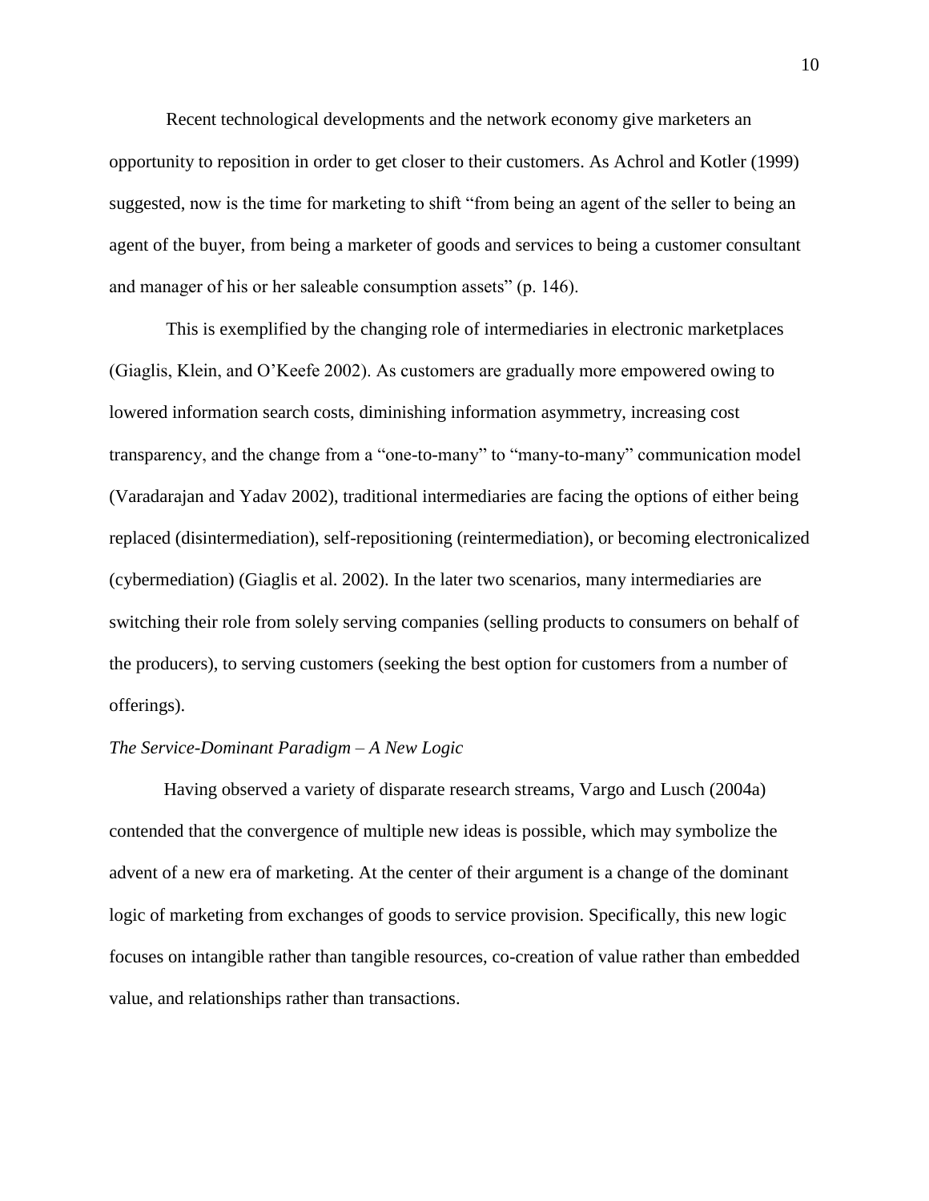Recent technological developments and the network economy give marketers an opportunity to reposition in order to get closer to their customers. As Achrol and Kotler (1999) suggested, now is the time for marketing to shift "from being an agent of the seller to being an agent of the buyer, from being a marketer of goods and services to being a customer consultant and manager of his or her saleable consumption assets" (p. 146).

This is exemplified by the changing role of intermediaries in electronic marketplaces (Giaglis, Klein, and O'Keefe 2002). As customers are gradually more empowered owing to lowered information search costs, diminishing information asymmetry, increasing cost transparency, and the change from a "one-to-many" to "many-to-many" communication model (Varadarajan and Yadav 2002), traditional intermediaries are facing the options of either being replaced (disintermediation), self-repositioning (reintermediation), or becoming electronicalized (cybermediation) (Giaglis et al. 2002). In the later two scenarios, many intermediaries are switching their role from solely serving companies (selling products to consumers on behalf of the producers), to serving customers (seeking the best option for customers from a number of offerings).

*The Service-Dominant Paradigm – A New Logic*

Having observed a variety of disparate research streams, Vargo and Lusch (2004a) contended that the convergence of multiple new ideas is possible, which may symbolize the advent of a new era of marketing. At the center of their argument is a change of the dominant logic of marketing from exchanges of goods to service provision. Specifically, this new logic focuses on intangible rather than tangible resources, co-creation of value rather than embedded value, and relationships rather than transactions.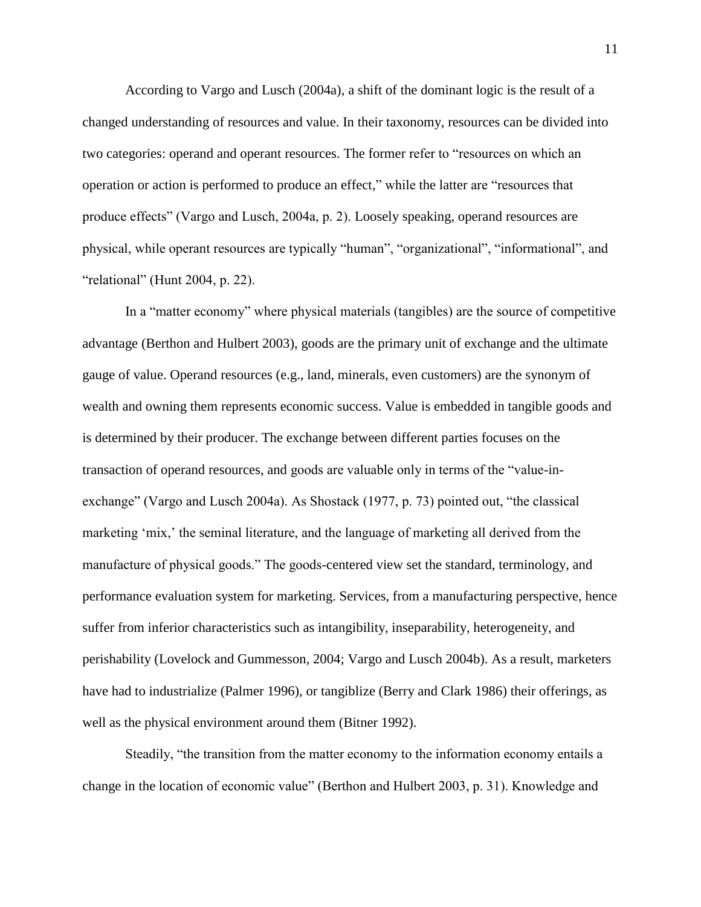According to Vargo and Lusch (2004a), a shift of the dominant logic is the result of a changed understanding of resources and value. In their taxonomy, resources can be divided into two categories: operand and operant resources. The former refer to "resources on which an operation or action is performed to produce an effect," while the latter are "resources that produce effects" (Vargo and Lusch, 2004a, p. 2). Loosely speaking, operand resources are physical, while operant resources are typically "human", "organizational", "informational", and "relational" (Hunt 2004, p. 22).

In a "matter economy" where physical materials (tangibles) are the source of competitive advantage (Berthon and Hulbert 2003), goods are the primary unit of exchange and the ultimate gauge of value. Operand resources (e.g., land, minerals, even customers) are the synonym of wealth and owning them represents economic success. Value is embedded in tangible goods and is determined by their producer. The exchange between different parties focuses on the transaction of operand resources, and goods are valuable only in terms of the "value-in-exchange" (Vargo and Lusch 2004a). As Shostack (1977, p. 73) pointed out, "the classical marketing 'mix,' the seminal literature, and the language of marketing all derived from the manufacture of physical goods." The goods-centered view set the standard, terminology, and performance evaluation system for marketing. Services, from a manufacturing perspective, hence suffer from inferior characteristics such as intangibility, inseparability, heterogeneity, and perishability (Lovelock and Gummesson, 2004; Vargo and Lusch 2004b). As a result, marketers have had to industrialize (Palmer 1996), or tangiblize (Berry and Clark 1986) their offerings, as well as the physical environment around them (Bitner 1992).

Steadily, "the transition from the matter economy to the information economy entails a change in the location of economic value" (Berthon and Hulbert 2003, p. 31). Knowledge and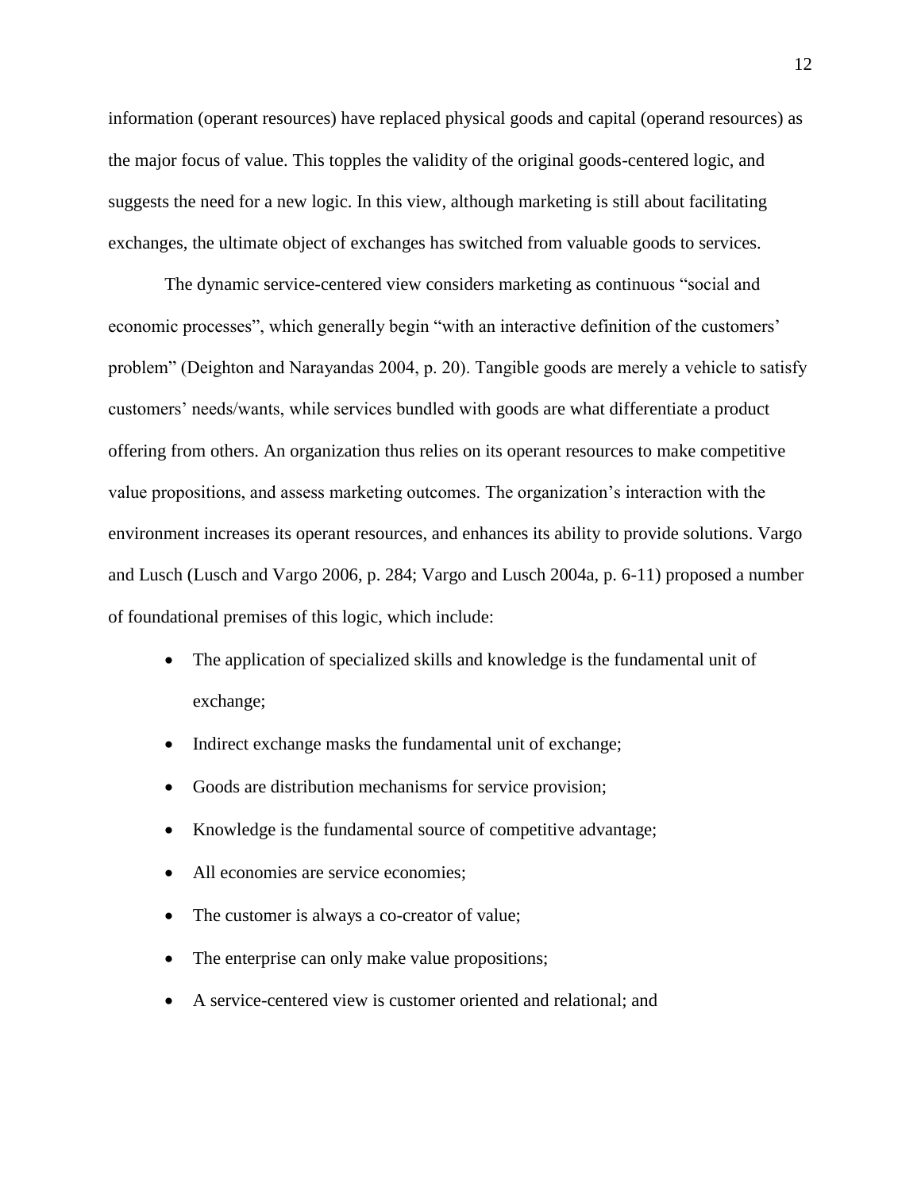information (operant resources) have replaced physical goods and capital (operand resources) as the major focus of value. This topples the validity of the original goods-centered logic, and suggests the need for a new logic. In this view, although marketing is still about facilitating exchanges, the ultimate object of exchanges has switched from valuable goods to services.

The dynamic service-centered view considers marketing as continuous "social and economic processes", which generally begin "with an interactive definition of the customers' problem" (Deighton and Narayandas 2004, p. 20). Tangible goods are merely a vehicle to satisfy customers' needs/wants, while services bundled with goods are what differentiate a product offering from others. An organization thus relies on its operant resources to make competitive value propositions, and assess marketing outcomes. The organization's interaction with the environment increases its operant resources, and enhances its ability to provide solutions. Vargo and Lusch (Lusch and Vargo 2006, p. 284; Vargo and Lusch 2004a, p. 6-11) proposed a number of foundational premises of this logic, which include:

- The application of specialized skills and knowledge is the fundamental unit of exchange;
- Indirect exchange masks the fundamental unit of exchange;
- Goods are distribution mechanisms for service provision;
- Knowledge is the fundamental source of competitive advantage;
- All economies are service economies;
- The customer is always a co-creator of value;
- The enterprise can only make value propositions;
- A service-centered view is customer oriented and relational; and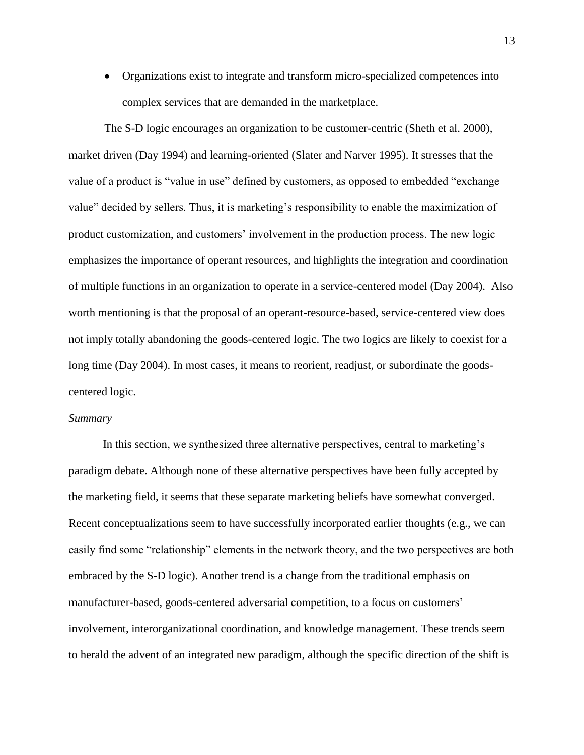- Organizations exist to integrate and transform micro-specialized competences into complex services that are demanded in the marketplace.

The S-D logic encourages an organization to be customer-centric (Sheth et al. 2000), market driven (Day 1994) and learning-oriented (Slater and Narver 1995). It stresses that the value of a product is "value in use" defined by customers, as opposed to embedded "exchange value" decided by sellers. Thus, it is marketing's responsibility to enable the maximization of product customization, and customers' involvement in the production process. The new logic emphasizes the importance of operant resources, and highlights the integration and coordination of multiple functions in an organization to operate in a service-centered model (Day 2004). Also worth mentioning is that the proposal of an operant-resource-based, service-centered view does not imply totally abandoning the goods-centered logic. The two logics are likely to coexist for a long time (Day 2004). In most cases, it means to reorient, readjust, or subordinate the goods-centered logic.

*Summary*

In this section, we synthesized three alternative perspectives, central to marketing's paradigm debate. Although none of these alternative perspectives have been fully accepted by the marketing field, it seems that these separate marketing beliefs have somewhat converged. Recent conceptualizations seem to have successfully incorporated earlier thoughts (e.g., we can easily find some "relationship" elements in the network theory, and the two perspectives are both embraced by the S-D logic). Another trend is a change from the traditional emphasis on manufacturer-based, goods-centered adversarial competition, to a focus on customers' involvement, interorganizational coordination, and knowledge management. These trends seem to herald the advent of an integrated new paradigm, although the specific direction of the shift is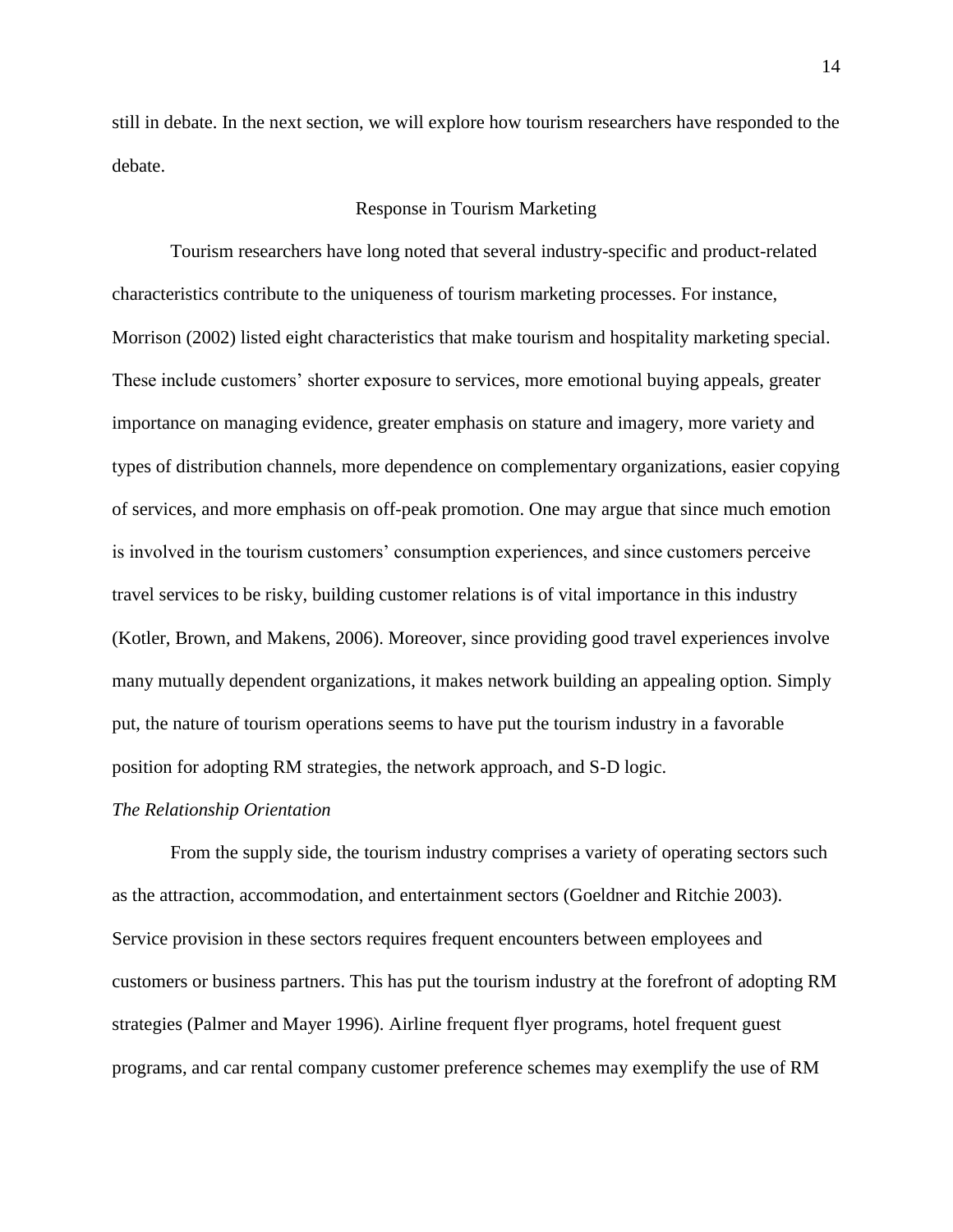still in debate. In the next section, we will explore how tourism researchers have responded to the debate.

## Response in Tourism Marketing

Tourism researchers have long noted that several industry-specific and product-related characteristics contribute to the uniqueness of tourism marketing processes. For instance, Morrison (2002) listed eight characteristics that make tourism and hospitality marketing special. These include customers' shorter exposure to services, more emotional buying appeals, greater importance on managing evidence, greater emphasis on stature and imagery, more variety and types of distribution channels, more dependence on complementary organizations, easier copying of services, and more emphasis on off-peak promotion. One may argue that since much emotion is involved in the tourism customers' consumption experiences, and since customers perceive travel services to be risky, building customer relations is of vital importance in this industry (Kotler, Brown, and Makens, 2006). Moreover, since providing good travel experiences involve many mutually dependent organizations, it makes network building an appealing option. Simply put, the nature of tourism operations seems to have put the tourism industry in a favorable position for adopting RM strategies, the network approach, and S-D logic.

### *The Relationship Orientation*

From the supply side, the tourism industry comprises a variety of operating sectors such as the attraction, accommodation, and entertainment sectors (Goeldner and Ritchie 2003). Service provision in these sectors requires frequent encounters between employees and customers or business partners. This has put the tourism industry at the forefront of adopting RM strategies (Palmer and Mayer 1996). Airline frequent flyer programs, hotel frequent guest programs, and car rental company customer preference schemes may exemplify the use of RM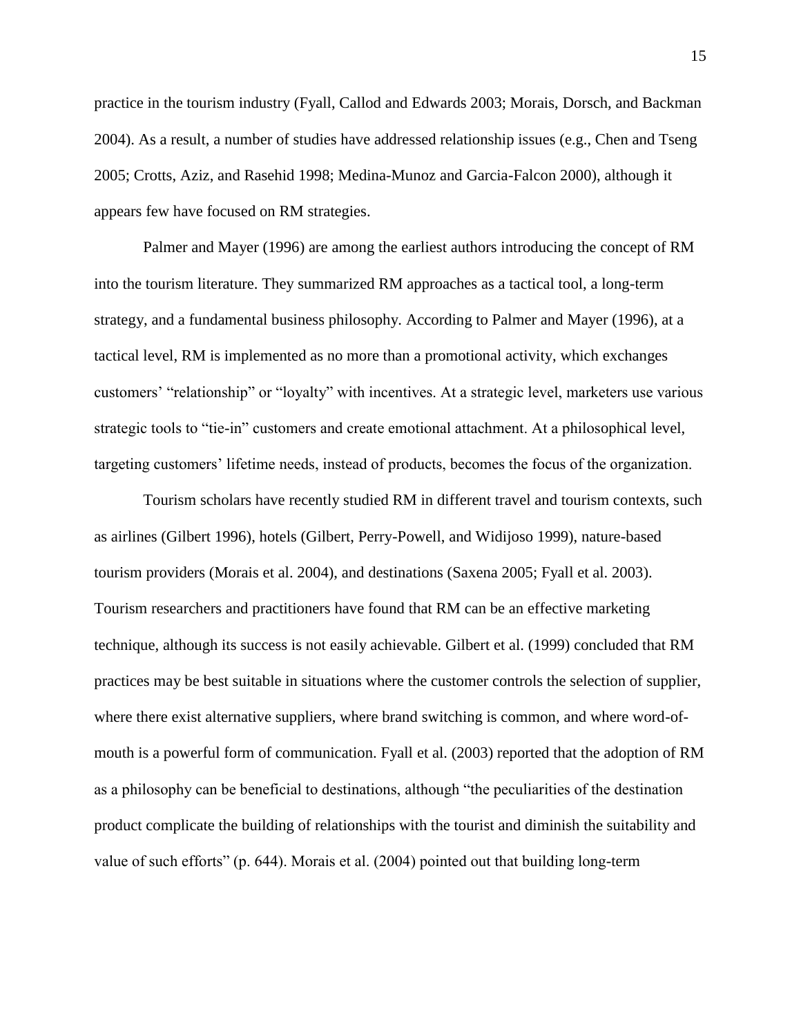practice in the tourism industry (Fyall, Callod and Edwards 2003; Morais, Dorsch, and Backman 2004). As a result, a number of studies have addressed relationship issues (e.g., Chen and Tseng 2005; Crotts, Aziz, and Rasehid 1998; Medina-Munoz and Garcia-Falcon 2000), although it appears few have focused on RM strategies.

Palmer and Mayer (1996) are among the earliest authors introducing the concept of RM into the tourism literature. They summarized RM approaches as a tactical tool, a long-term strategy, and a fundamental business philosophy. According to Palmer and Mayer (1996), at a tactical level, RM is implemented as no more than a promotional activity, which exchanges customers' "relationship" or "loyalty" with incentives. At a strategic level, marketers use various strategic tools to "tie-in" customers and create emotional attachment. At a philosophical level, targeting customers' lifetime needs, instead of products, becomes the focus of the organization.

Tourism scholars have recently studied RM in different travel and tourism contexts, such as airlines (Gilbert 1996), hotels (Gilbert, Perry-Powell, and Widijoso 1999), nature-based tourism providers (Morais et al. 2004), and destinations (Saxena 2005; Fyall et al. 2003). Tourism researchers and practitioners have found that RM can be an effective marketing technique, although its success is not easily achievable. Gilbert et al. (1999) concluded that RM practices may be best suitable in situations where the customer controls the selection of supplier, where there exist alternative suppliers, where brand switching is common, and where word-of-mouth is a powerful form of communication. Fyall et al. (2003) reported that the adoption of RM as a philosophy can be beneficial to destinations, although "the peculiarities of the destination product complicate the building of relationships with the tourist and diminish the suitability and value of such efforts" (p. 644). Morais et al. (2004) pointed out that building long-term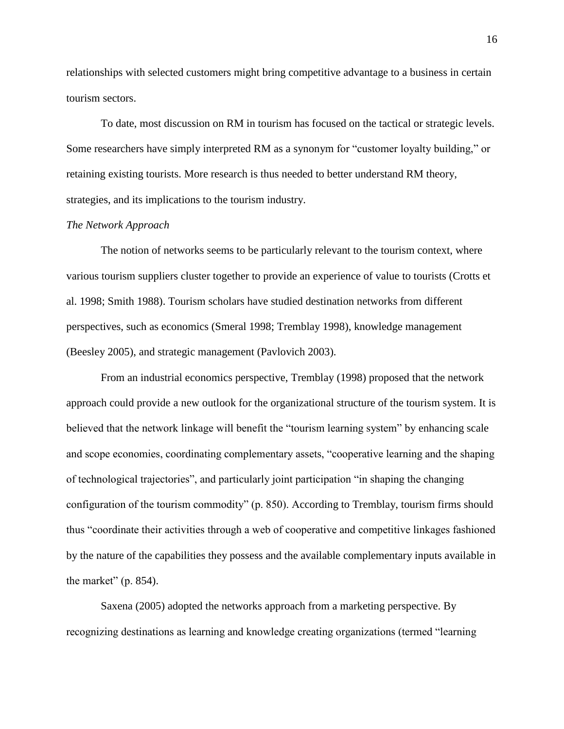relationships with selected customers might bring competitive advantage to a business in certain tourism sectors.

To date, most discussion on RM in tourism has focused on the tactical or strategic levels. Some researchers have simply interpreted RM as a synonym for "customer loyalty building," or retaining existing tourists. More research is thus needed to better understand RM theory, strategies, and its implications to the tourism industry.

*The Network Approach*

The notion of networks seems to be particularly relevant to the tourism context, where various tourism suppliers cluster together to provide an experience of value to tourists (Crotts et al. 1998; Smith 1988). Tourism scholars have studied destination networks from different perspectives, such as economics (Smeral 1998; Tremblay 1998), knowledge management (Beesley 2005), and strategic management (Pavlovich 2003).

From an industrial economics perspective, Tremblay (1998) proposed that the network approach could provide a new outlook for the organizational structure of the tourism system. It is believed that the network linkage will benefit the "tourism learning system" by enhancing scale and scope economies, coordinating complementary assets, "cooperative learning and the shaping of technological trajectories", and particularly joint participation "in shaping the changing configuration of the tourism commodity" (p. 850). According to Tremblay, tourism firms should thus "coordinate their activities through a web of cooperative and competitive linkages fashioned by the nature of the capabilities they possess and the available complementary inputs available in the market" (p. 854).

Saxena (2005) adopted the networks approach from a marketing perspective. By recognizing destinations as learning and knowledge creating organizations (termed "learning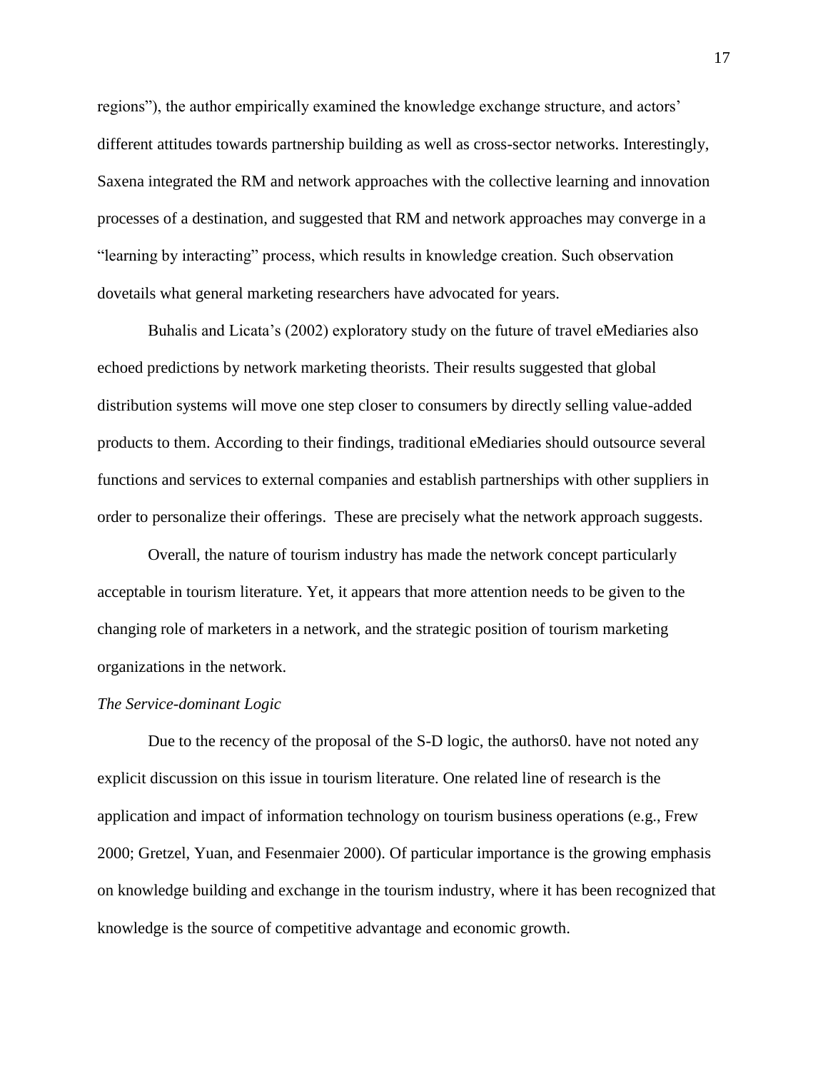regions"), the author empirically examined the knowledge exchange structure, and actors' different attitudes towards partnership building as well as cross-sector networks. Interestingly, Saxena integrated the RM and network approaches with the collective learning and innovation processes of a destination, and suggested that RM and network approaches may converge in a "learning by interacting" process, which results in knowledge creation. Such observation dovetails what general marketing researchers have advocated for years.

Buhalis and Licata's (2002) exploratory study on the future of travel eMediaries also echoed predictions by network marketing theorists. Their results suggested that global distribution systems will move one step closer to consumers by directly selling value-added products to them. According to their findings, traditional eMediaries should outsource several functions and services to external companies and establish partnerships with other suppliers in order to personalize their offerings. These are precisely what the network approach suggests.

Overall, the nature of tourism industry has made the network concept particularly acceptable in tourism literature. Yet, it appears that more attention needs to be given to the changing role of marketers in a network, and the strategic position of tourism marketing organizations in the network.

*The Service-dominant Logic*

Due to the recency of the proposal of the S-D logic, the authors0. have not noted any explicit discussion on this issue in tourism literature. One related line of research is the application and impact of information technology on tourism business operations (e.g., Frew 2000; Gretzel, Yuan, and Fesenmaier 2000). Of particular importance is the growing emphasis on knowledge building and exchange in the tourism industry, where it has been recognized that knowledge is the source of competitive advantage and economic growth.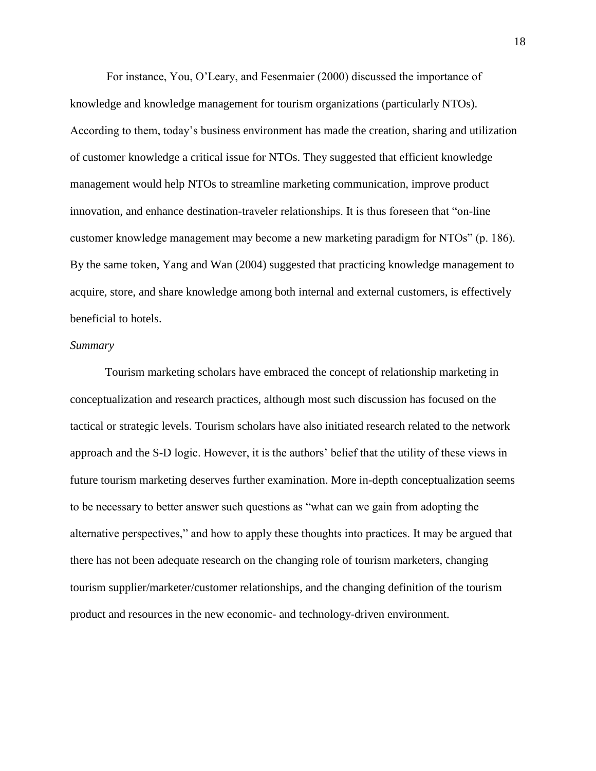For instance, You, O'Leary, and Fesenmaier (2000) discussed the importance of knowledge and knowledge management for tourism organizations (particularly NTOs). According to them, today's business environment has made the creation, sharing and utilization of customer knowledge a critical issue for NTOs. They suggested that efficient knowledge management would help NTOs to streamline marketing communication, improve product innovation, and enhance destination-traveler relationships. It is thus foreseen that "on-line customer knowledge management may become a new marketing paradigm for NTOs" (p. 186). By the same token, Yang and Wan (2004) suggested that practicing knowledge management to acquire, store, and share knowledge among both internal and external customers, is effectively beneficial to hotels.

*Summary*

Tourism marketing scholars have embraced the concept of relationship marketing in conceptualization and research practices, although most such discussion has focused on the tactical or strategic levels. Tourism scholars have also initiated research related to the network approach and the S-D logic. However, it is the authors' belief that the utility of these views in future tourism marketing deserves further examination. More in-depth conceptualization seems to be necessary to better answer such questions as "what can we gain from adopting the alternative perspectives," and how to apply these thoughts into practices. It may be argued that there has not been adequate research on the changing role of tourism marketers, changing tourism supplier/marketer/customer relationships, and the changing definition of the tourism product and resources in the new economic- and technology-driven environment.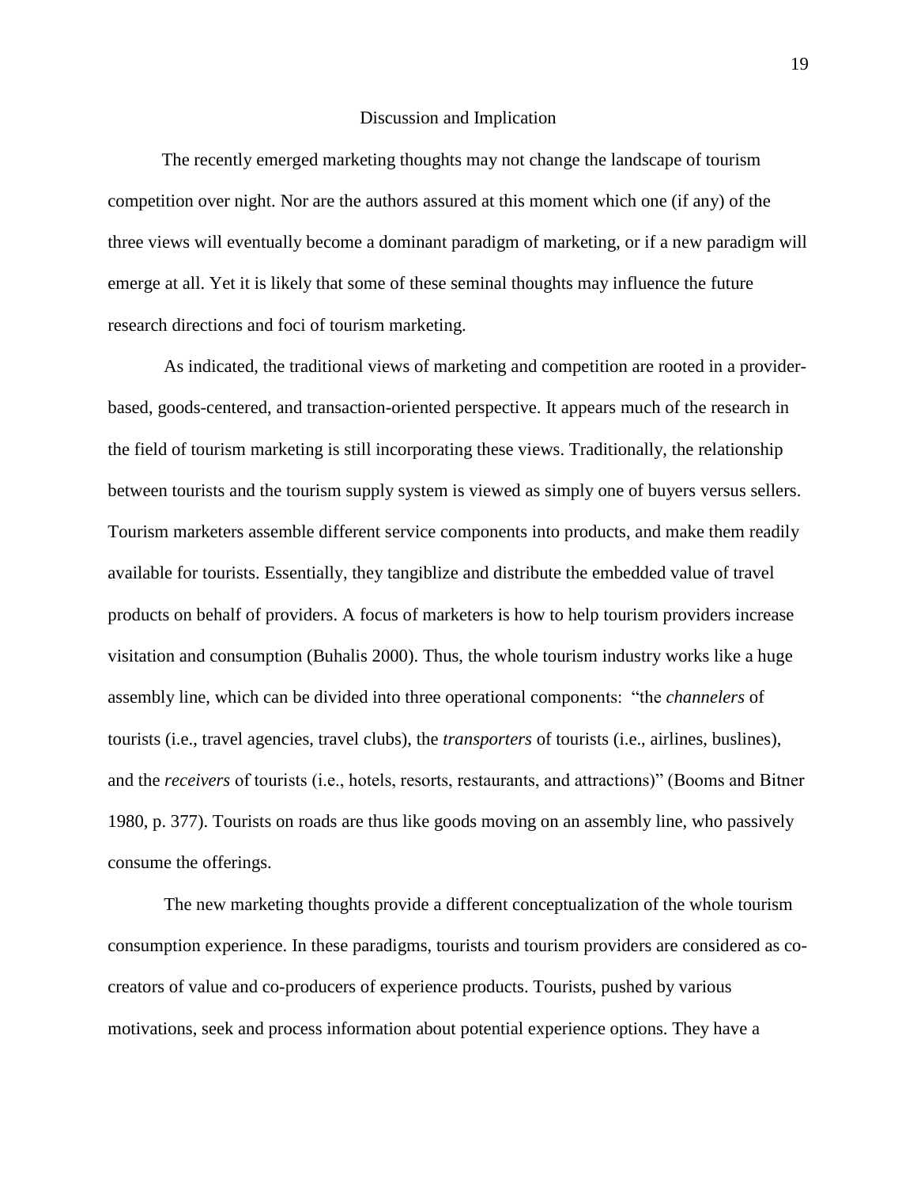## Discussion and Implication

The recently emerged marketing thoughts may not change the landscape of tourism competition over night. Nor are the authors assured at this moment which one (if any) of the three views will eventually become a dominant paradigm of marketing, or if a new paradigm will emerge at all. Yet it is likely that some of these seminal thoughts may influence the future research directions and foci of tourism marketing.

As indicated, the traditional views of marketing and competition are rooted in a provider-based, goods-centered, and transaction-oriented perspective. It appears much of the research in the field of tourism marketing is still incorporating these views. Traditionally, the relationship between tourists and the tourism supply system is viewed as simply one of buyers versus sellers. Tourism marketers assemble different service components into products, and make them readily available for tourists. Essentially, they tangiblize and distribute the embedded value of travel products on behalf of providers. A focus of marketers is how to help tourism providers increase visitation and consumption (Buhalis 2000). Thus, the whole tourism industry works like a huge assembly line, which can be divided into three operational components: "the *channelers* of tourists (i.e., travel agencies, travel clubs), the *transporters* of tourists (i.e., airlines, buslines), and the *receivers* of tourists (i.e., hotels, resorts, restaurants, and attractions)" (Booms and Bitner 1980, p. 377). Tourists on roads are thus like goods moving on an assembly line, who passively consume the offerings.

The new marketing thoughts provide a different conceptualization of the whole tourism consumption experience. In these paradigms, tourists and tourism providers are considered as co-creators of value and co-producers of experience products. Tourists, pushed by various motivations, seek and process information about potential experience options. They have a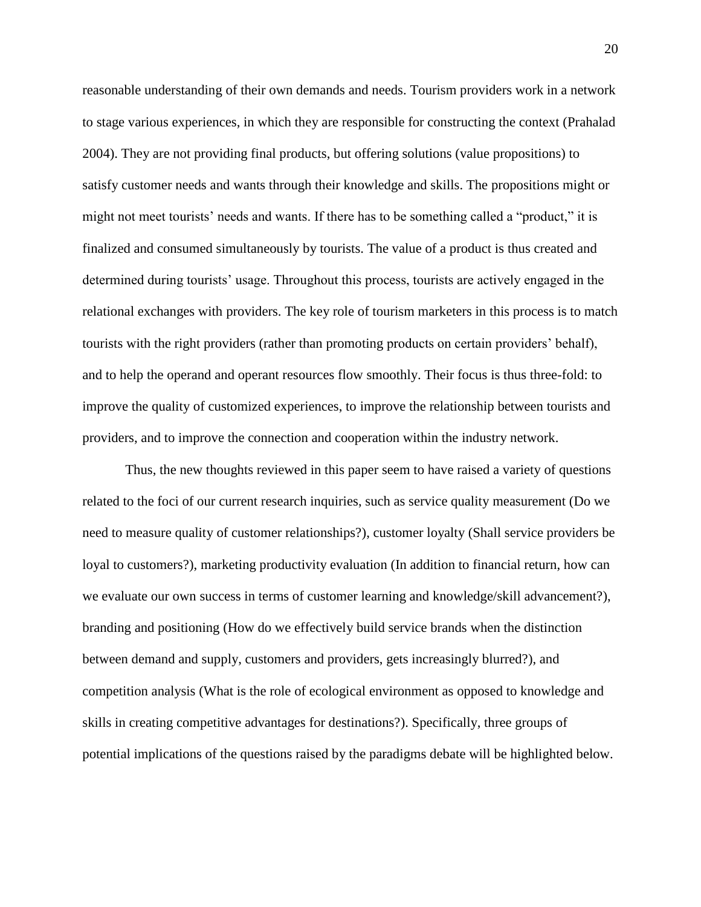reasonable understanding of their own demands and needs. Tourism providers work in a network to stage various experiences, in which they are responsible for constructing the context (Prahalad 2004). They are not providing final products, but offering solutions (value propositions) to satisfy customer needs and wants through their knowledge and skills. The propositions might or might not meet tourists' needs and wants. If there has to be something called a "product," it is finalized and consumed simultaneously by tourists. The value of a product is thus created and determined during tourists' usage. Throughout this process, tourists are actively engaged in the relational exchanges with providers. The key role of tourism marketers in this process is to match tourists with the right providers (rather than promoting products on certain providers' behalf), and to help the operand and operant resources flow smoothly. Their focus is thus three-fold: to improve the quality of customized experiences, to improve the relationship between tourists and providers, and to improve the connection and cooperation within the industry network.

Thus, the new thoughts reviewed in this paper seem to have raised a variety of questions related to the foci of our current research inquiries, such as service quality measurement (Do we need to measure quality of customer relationships?), customer loyalty (Shall service providers be loyal to customers?), marketing productivity evaluation (In addition to financial return, how can we evaluate our own success in terms of customer learning and knowledge/skill advancement?), branding and positioning (How do we effectively build service brands when the distinction between demand and supply, customers and providers, gets increasingly blurred?), and competition analysis (What is the role of ecological environment as opposed to knowledge and skills in creating competitive advantages for destinations?). Specifically, three groups of potential implications of the questions raised by the paradigms debate will be highlighted below.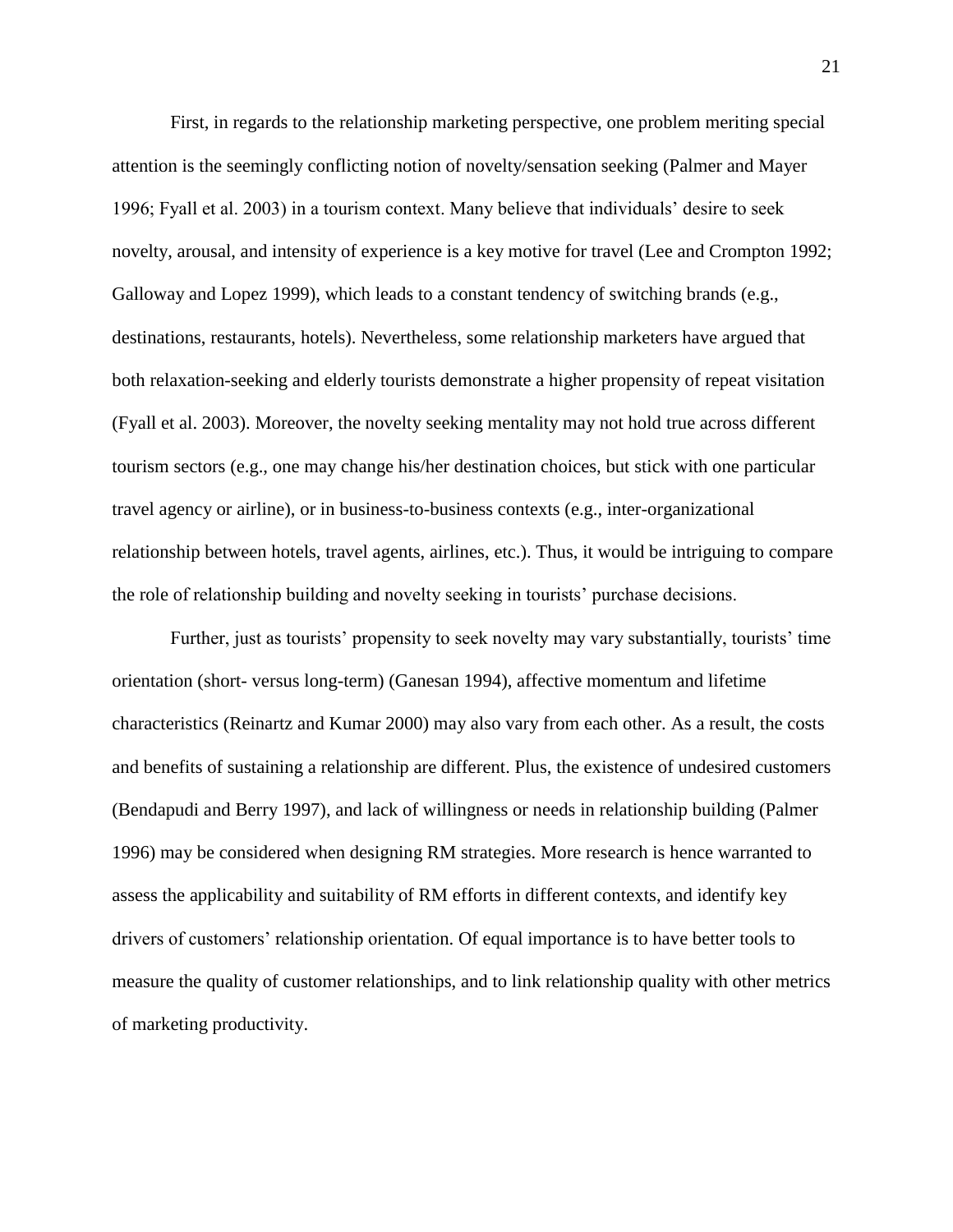First, in regards to the relationship marketing perspective, one problem meriting special attention is the seemingly conflicting notion of novelty/sensation seeking (Palmer and Mayer 1996; Fyall et al. 2003) in a tourism context. Many believe that individuals' desire to seek novelty, arousal, and intensity of experience is a key motive for travel (Lee and Crompton 1992; Galloway and Lopez 1999), which leads to a constant tendency of switching brands (e.g., destinations, restaurants, hotels). Nevertheless, some relationship marketers have argued that both relaxation-seeking and elderly tourists demonstrate a higher propensity of repeat visitation (Fyall et al. 2003). Moreover, the novelty seeking mentality may not hold true across different tourism sectors (e.g., one may change his/her destination choices, but stick with one particular travel agency or airline), or in business-to-business contexts (e.g., inter-organizational relationship between hotels, travel agents, airlines, etc.). Thus, it would be intriguing to compare the role of relationship building and novelty seeking in tourists' purchase decisions.

Further, just as tourists' propensity to seek novelty may vary substantially, tourists' time orientation (short- versus long-term) (Ganesan 1994), affective momentum and lifetime characteristics (Reinartz and Kumar 2000) may also vary from each other. As a result, the costs and benefits of sustaining a relationship are different. Plus, the existence of undesired customers (Bendapudi and Berry 1997), and lack of willingness or needs in relationship building (Palmer 1996) may be considered when designing RM strategies. More research is hence warranted to assess the applicability and suitability of RM efforts in different contexts, and identify key drivers of customers' relationship orientation. Of equal importance is to have better tools to measure the quality of customer relationships, and to link relationship quality with other metrics of marketing productivity.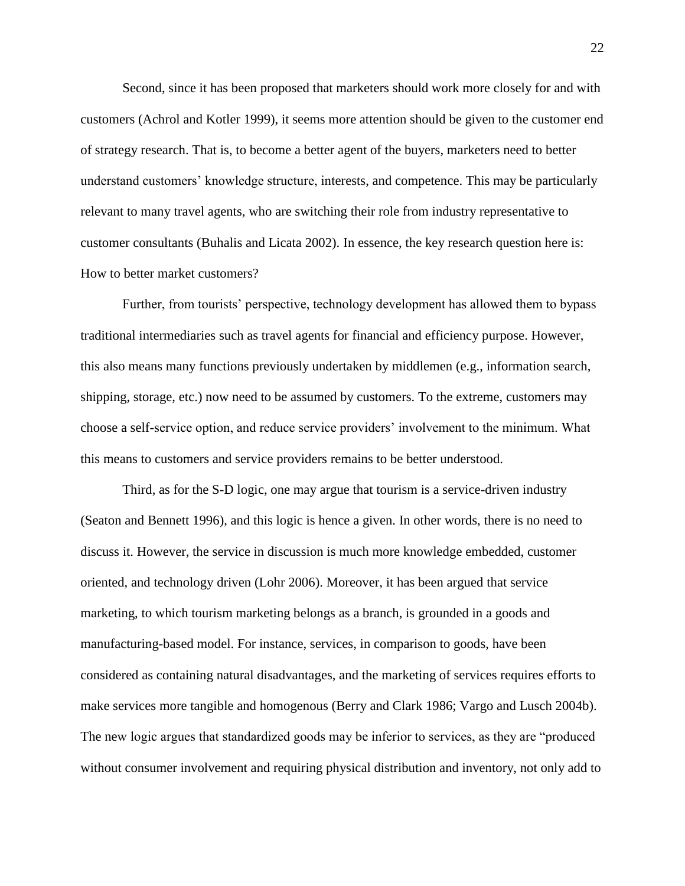Second, since it has been proposed that marketers should work more closely for and with customers (Achrol and Kotler 1999), it seems more attention should be given to the customer end of strategy research. That is, to become a better agent of the buyers, marketers need to better understand customers' knowledge structure, interests, and competence. This may be particularly relevant to many travel agents, who are switching their role from industry representative to customer consultants (Buhalis and Licata 2002). In essence, the key research question here is: How to better market customers?

Further, from tourists' perspective, technology development has allowed them to bypass traditional intermediaries such as travel agents for financial and efficiency purpose. However, this also means many functions previously undertaken by middlemen (e.g., information search, shipping, storage, etc.) now need to be assumed by customers. To the extreme, customers may choose a self-service option, and reduce service providers' involvement to the minimum. What this means to customers and service providers remains to be better understood.

Third, as for the S-D logic, one may argue that tourism is a service-driven industry (Seaton and Bennett 1996), and this logic is hence a given. In other words, there is no need to discuss it. However, the service in discussion is much more knowledge embedded, customer oriented, and technology driven (Lohr 2006). Moreover, it has been argued that service marketing, to which tourism marketing belongs as a branch, is grounded in a goods and manufacturing-based model. For instance, services, in comparison to goods, have been considered as containing natural disadvantages, and the marketing of services requires efforts to make services more tangible and homogenous (Berry and Clark 1986; Vargo and Lusch 2004b). The new logic argues that standardized goods may be inferior to services, as they are "produced without consumer involvement and requiring physical distribution and inventory, not only add to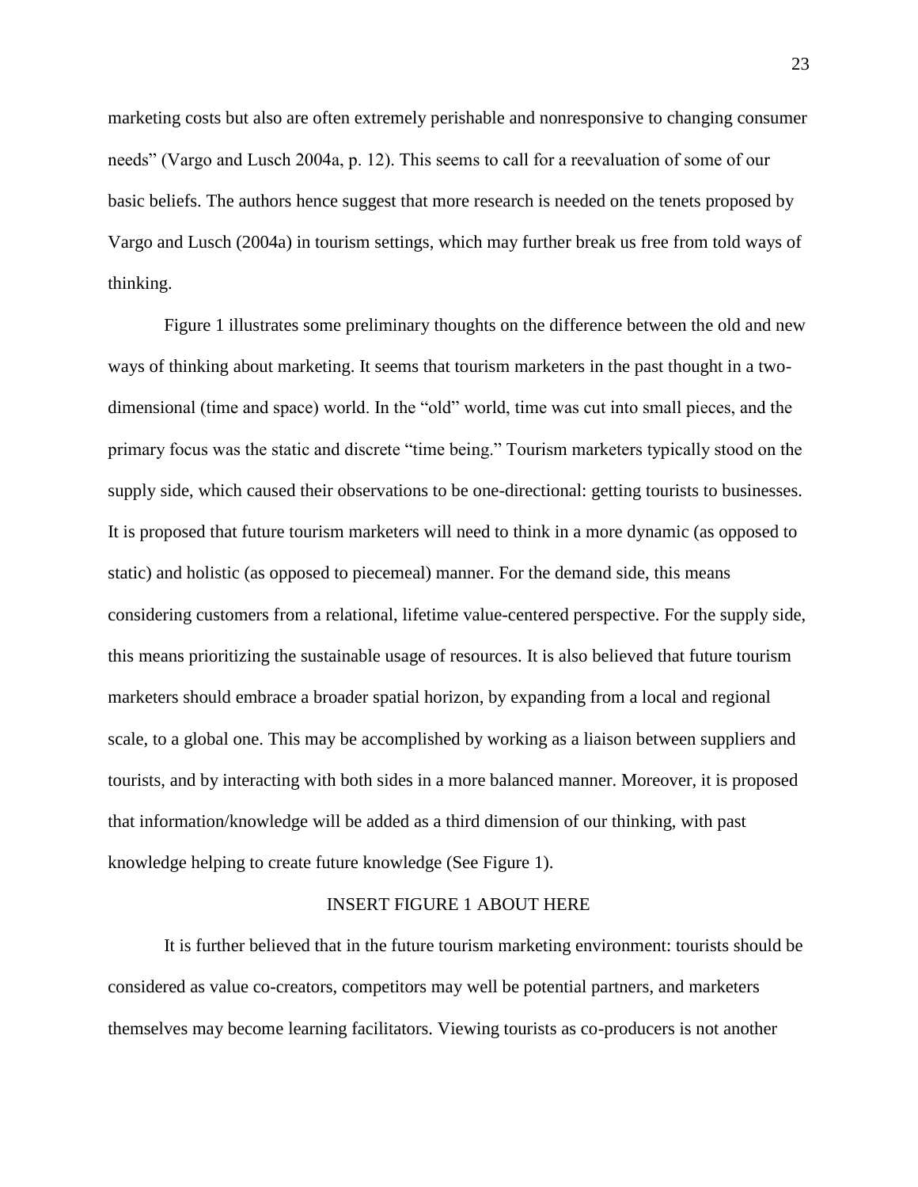marketing costs but also are often extremely perishable and nonresponsive to changing consumer needs" (Vargo and Lusch 2004a, p. 12). This seems to call for a reevaluation of some of our basic beliefs. The authors hence suggest that more research is needed on the tenets proposed by Vargo and Lusch (2004a) in tourism settings, which may further break us free from told ways of thinking.

Figure 1 illustrates some preliminary thoughts on the difference between the old and new ways of thinking about marketing. It seems that tourism marketers in the past thought in a two-dimensional (time and space) world. In the "old" world, time was cut into small pieces, and the primary focus was the static and discrete "time being." Tourism marketers typically stood on the supply side, which caused their observations to be one-directional: getting tourists to businesses. It is proposed that future tourism marketers will need to think in a more dynamic (as opposed to static) and holistic (as opposed to piecemeal) manner. For the demand side, this means considering customers from a relational, lifetime value-centered perspective. For the supply side, this means prioritizing the sustainable usage of resources. It is also believed that future tourism marketers should embrace a broader spatial horizon, by expanding from a local and regional scale, to a global one. This may be accomplished by working as a liaison between suppliers and tourists, and by interacting with both sides in a more balanced manner. Moreover, it is proposed that information/knowledge will be added as a third dimension of our thinking, with past knowledge helping to create future knowledge (See Figure 1).

INSERT FIGURE 1 ABOUT HERE

It is further believed that in the future tourism marketing environment: tourists should be considered as value co-creators, competitors may well be potential partners, and marketers themselves may become learning facilitators. Viewing tourists as co-producers is not another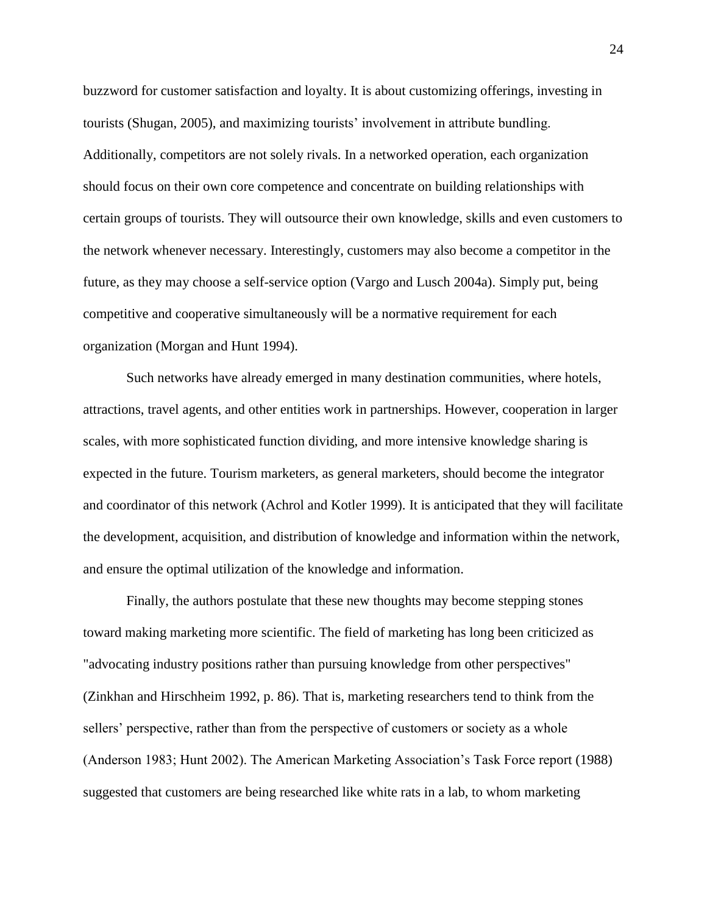buzzword for customer satisfaction and loyalty. It is about customizing offerings, investing in tourists (Shugan, 2005), and maximizing tourists' involvement in attribute bundling. Additionally, competitors are not solely rivals. In a networked operation, each organization should focus on their own core competence and concentrate on building relationships with certain groups of tourists. They will outsource their own knowledge, skills and even customers to the network whenever necessary. Interestingly, customers may also become a competitor in the future, as they may choose a self-service option (Vargo and Lusch 2004a). Simply put, being competitive and cooperative simultaneously will be a normative requirement for each organization (Morgan and Hunt 1994).

Such networks have already emerged in many destination communities, where hotels, attractions, travel agents, and other entities work in partnerships. However, cooperation in larger scales, with more sophisticated function dividing, and more intensive knowledge sharing is expected in the future. Tourism marketers, as general marketers, should become the integrator and coordinator of this network (Achrol and Kotler 1999). It is anticipated that they will facilitate the development, acquisition, and distribution of knowledge and information within the network, and ensure the optimal utilization of the knowledge and information.

Finally, the authors postulate that these new thoughts may become stepping stones toward making marketing more scientific. The field of marketing has long been criticized as "advocating industry positions rather than pursuing knowledge from other perspectives" (Zinkhan and Hirschheim 1992, p. 86). That is, marketing researchers tend to think from the sellers' perspective, rather than from the perspective of customers or society as a whole (Anderson 1983; Hunt 2002). The American Marketing Association's Task Force report (1988) suggested that customers are being researched like white rats in a lab, to whom marketing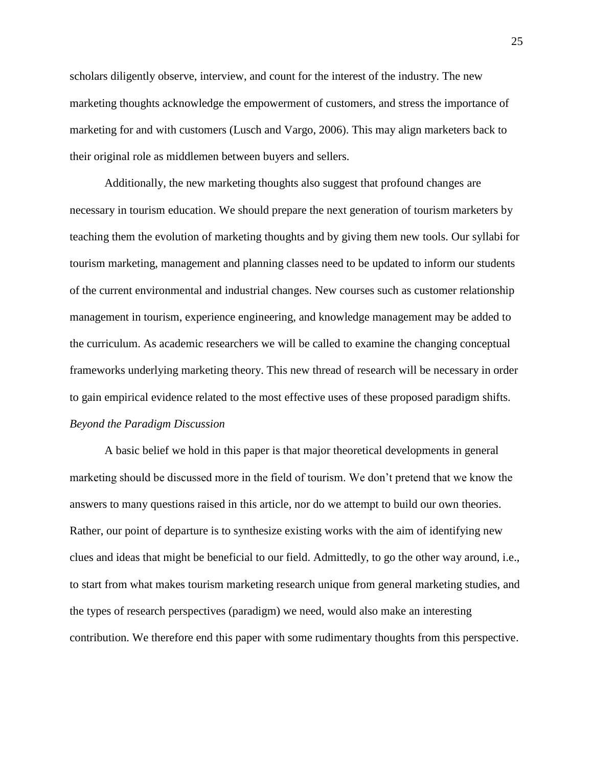scholars diligently observe, interview, and count for the interest of the industry. The new marketing thoughts acknowledge the empowerment of customers, and stress the importance of marketing for and with customers (Lusch and Vargo, 2006). This may align marketers back to their original role as middlemen between buyers and sellers.

Additionally, the new marketing thoughts also suggest that profound changes are necessary in tourism education. We should prepare the next generation of tourism marketers by teaching them the evolution of marketing thoughts and by giving them new tools. Our syllabi for tourism marketing, management and planning classes need to be updated to inform our students of the current environmental and industrial changes. New courses such as customer relationship management in tourism, experience engineering, and knowledge management may be added to the curriculum. As academic researchers we will be called to examine the changing conceptual frameworks underlying marketing theory. This new thread of research will be necessary in order to gain empirical evidence related to the most effective uses of these proposed paradigm shifts.

*Beyond the Paradigm Discussion*

A basic belief we hold in this paper is that major theoretical developments in general marketing should be discussed more in the field of tourism. We don't pretend that we know the answers to many questions raised in this article, nor do we attempt to build our own theories. Rather, our point of departure is to synthesize existing works with the aim of identifying new clues and ideas that might be beneficial to our field. Admittedly, to go the other way around, i.e., to start from what makes tourism marketing research unique from general marketing studies, and the types of research perspectives (paradigm) we need, would also make an interesting contribution. We therefore end this paper with some rudimentary thoughts from this perspective.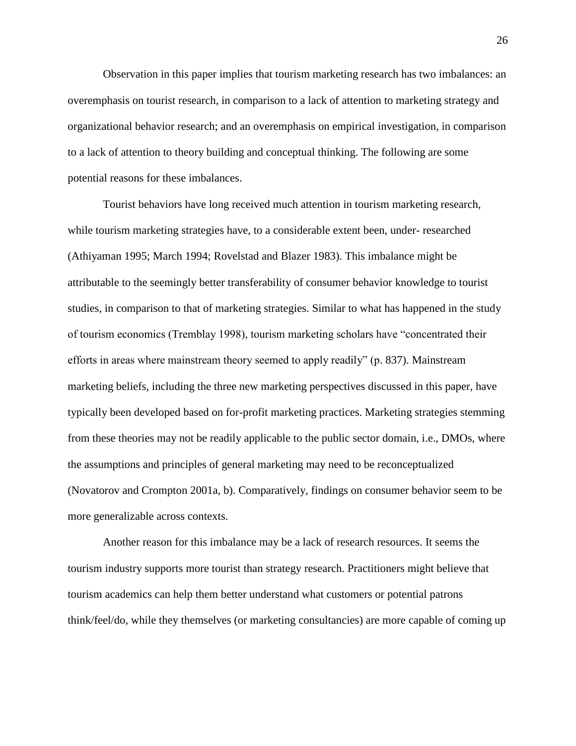Observation in this paper implies that tourism marketing research has two imbalances: an overemphasis on tourist research, in comparison to a lack of attention to marketing strategy and organizational behavior research; and an overemphasis on empirical investigation, in comparison to a lack of attention to theory building and conceptual thinking. The following are some potential reasons for these imbalances.

Tourist behaviors have long received much attention in tourism marketing research, while tourism marketing strategies have, to a considerable extent been, under- researched (Athiyaman 1995; March 1994; Rovelstad and Blazer 1983). This imbalance might be attributable to the seemingly better transferability of consumer behavior knowledge to tourist studies, in comparison to that of marketing strategies. Similar to what has happened in the study of tourism economics (Tremblay 1998), tourism marketing scholars have "concentrated their efforts in areas where mainstream theory seemed to apply readily" (p. 837). Mainstream marketing beliefs, including the three new marketing perspectives discussed in this paper, have typically been developed based on for-profit marketing practices. Marketing strategies stemming from these theories may not be readily applicable to the public sector domain, i.e., DMOs, where the assumptions and principles of general marketing may need to be reconceptualized (Novatorov and Crompton 2001a, b). Comparatively, findings on consumer behavior seem to be more generalizable across contexts.

Another reason for this imbalance may be a lack of research resources. It seems the tourism industry supports more tourist than strategy research. Practitioners might believe that tourism academics can help them better understand what customers or potential patrons think/feel/do, while they themselves (or marketing consultancies) are more capable of coming up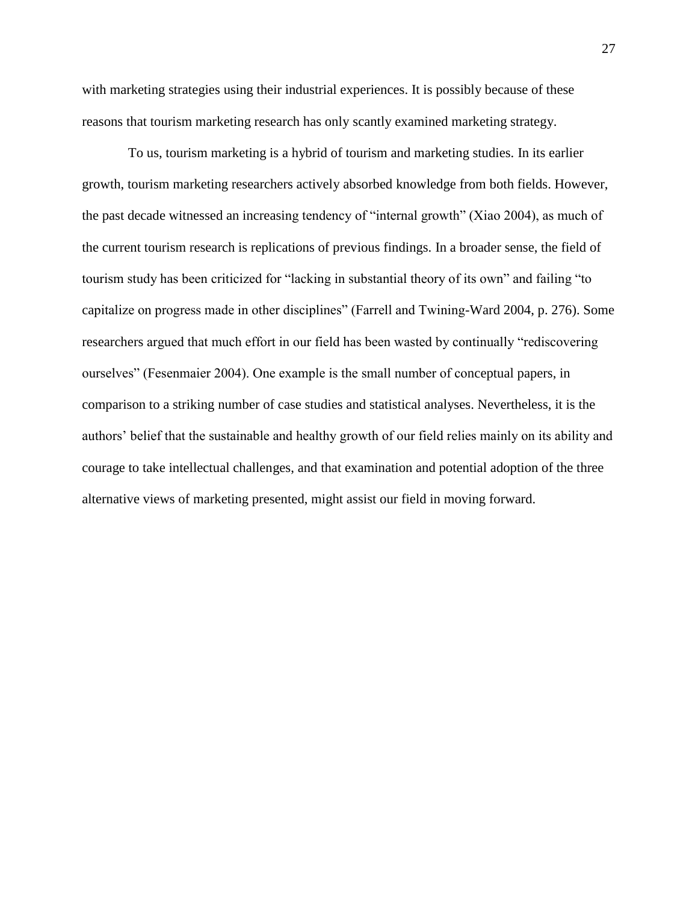with marketing strategies using their industrial experiences. It is possibly because of these reasons that tourism marketing research has only scantly examined marketing strategy.

To us, tourism marketing is a hybrid of tourism and marketing studies. In its earlier growth, tourism marketing researchers actively absorbed knowledge from both fields. However, the past decade witnessed an increasing tendency of "internal growth" (Xiao 2004), as much of the current tourism research is replications of previous findings. In a broader sense, the field of tourism study has been criticized for "lacking in substantial theory of its own" and failing "to capitalize on progress made in other disciplines" (Farrell and Twining-Ward 2004, p. 276). Some researchers argued that much effort in our field has been wasted by continually "rediscovering ourselves" (Fesenmaier 2004). One example is the small number of conceptual papers, in comparison to a striking number of case studies and statistical analyses. Nevertheless, it is the authors' belief that the sustainable and healthy growth of our field relies mainly on its ability and courage to take intellectual challenges, and that examination and potential adoption of the three alternative views of marketing presented, might assist our field in moving forward.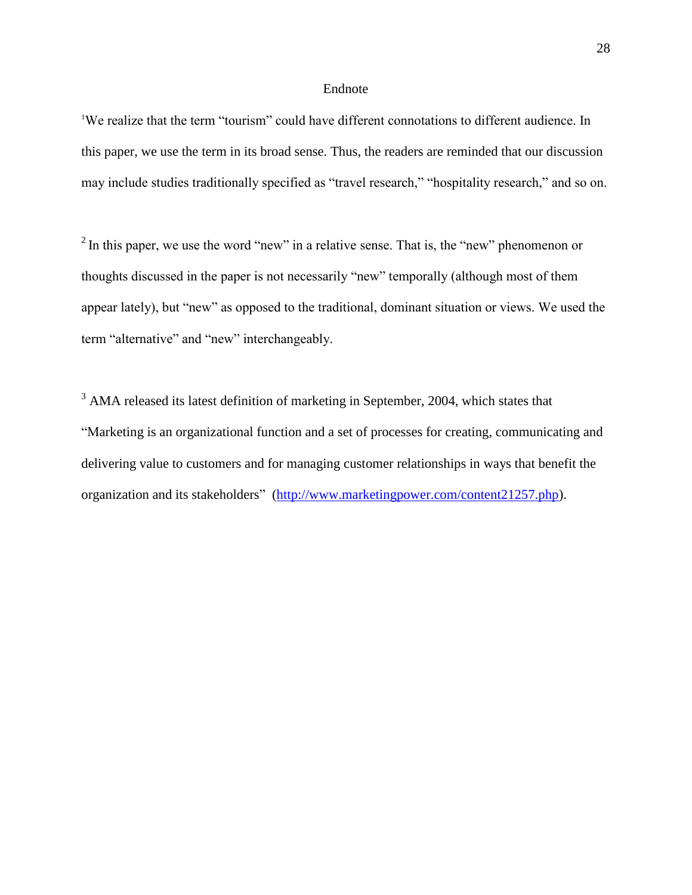# Endnote

[1]We realize that the term "tourism" could have different connotations to different audience. In this paper, we use the term in its broad sense. Thus, the readers are reminded that our discussion may include studies traditionally specified as "travel research," "hospitality research," and so on.

[2] In this paper, we use the word "new" in a relative sense. That is, the "new" phenomenon or thoughts discussed in the paper is not necessarily "new" temporally (although most of them appear lately), but "new" as opposed to the traditional, dominant situation or views. We used the term "alternative" and "new" interchangeably.

[3] AMA released its latest definition of marketing in September, 2004, which states that "Marketing is an organizational function and a set of processes for creating, communicating and delivering value to customers and for managing customer relationships in ways that benefit the organization and its stakeholders" (http://www.marketingpower.com/content21257.php).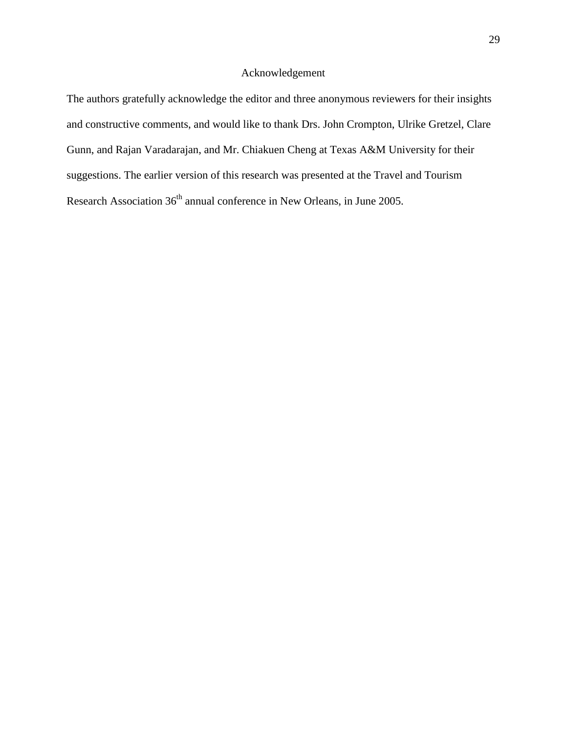## Acknowledgement

The authors gratefully acknowledge the editor and three anonymous reviewers for their insights and constructive comments, and would like to thank Drs. John Crompton, Ulrike Gretzel, Clare Gunn, and Rajan Varadarajan, and Mr. Chiakuen Cheng at Texas A&M University for their suggestions. The earlier version of this research was presented at the Travel and Tourism Research Association 36th annual conference in New Orleans, in June 2005.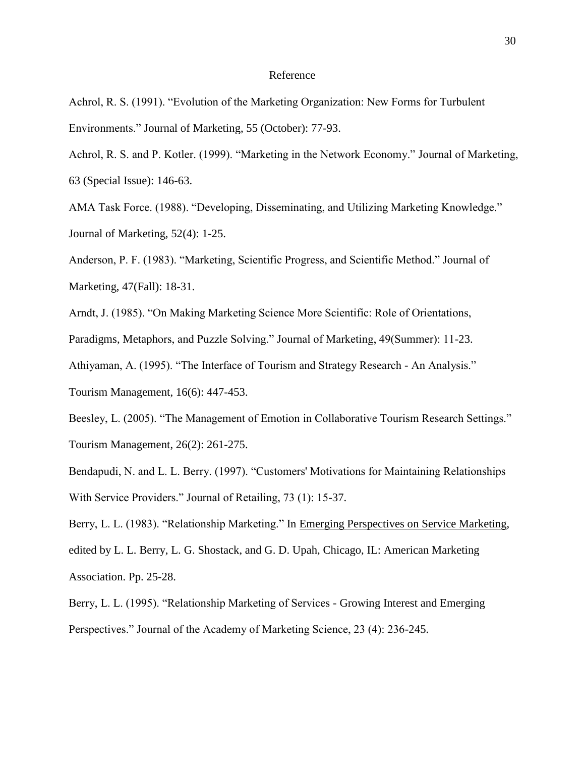# Reference

Achrol, R. S. (1991). "Evolution of the Marketing Organization: New Forms for Turbulent Environments." Journal of Marketing, 55 (October): 77-93.

Achrol, R. S. and P. Kotler. (1999). "Marketing in the Network Economy." Journal of Marketing, 63 (Special Issue): 146-63.

AMA Task Force. (1988). "Developing, Disseminating, and Utilizing Marketing Knowledge." Journal of Marketing, 52(4): 1-25.

Anderson, P. F. (1983). "Marketing, Scientific Progress, and Scientific Method." Journal of Marketing, 47(Fall): 18-31.

Arndt, J. (1985). "On Making Marketing Science More Scientific: Role of Orientations, Paradigms, Metaphors, and Puzzle Solving." Journal of Marketing, 49(Summer): 11-23.

Athiyaman, A. (1995). "The Interface of Tourism and Strategy Research - An Analysis." Tourism Management, 16(6): 447-453.

Beesley, L. (2005). "The Management of Emotion in Collaborative Tourism Research Settings." Tourism Management, 26(2): 261-275.

Bendapudi, N. and L. L. Berry. (1997). "Customers' Motivations for Maintaining Relationships With Service Providers." Journal of Retailing, 73 (1): 15-37.

Berry, L. L. (1983). "Relationship Marketing." In Emerging Perspectives on Service Marketing, edited by L. L. Berry, L. G. Shostack, and G. D. Upah, Chicago, IL: American Marketing Association. Pp. 25-28.

Berry, L. L. (1995). "Relationship Marketing of Services - Growing Interest and Emerging Perspectives." Journal of the Academy of Marketing Science, 23 (4): 236-245.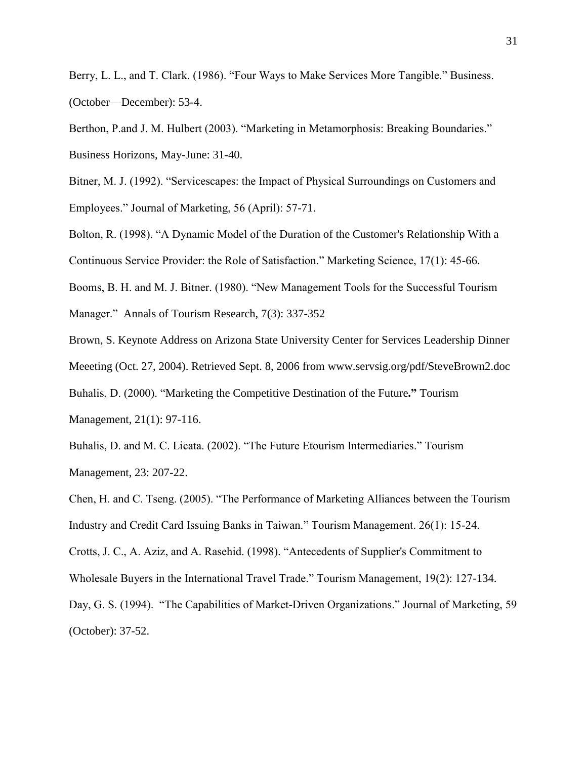Berry, L. L., and T. Clark. (1986). "Four Ways to Make Services More Tangible." Business. (October—December): 53-4.

Berthon, P.and J. M. Hulbert (2003). "Marketing in Metamorphosis: Breaking Boundaries." Business Horizons, May-June: 31-40.

Bitner, M. J. (1992). "Servicescapes: the Impact of Physical Surroundings on Customers and Employees." Journal of Marketing, 56 (April): 57-71.

Bolton, R. (1998). "A Dynamic Model of the Duration of the Customer's Relationship With a Continuous Service Provider: the Role of Satisfaction." Marketing Science, 17(1): 45-66.

Booms, B. H. and M. J. Bitner. (1980). "New Management Tools for the Successful Tourism Manager." Annals of Tourism Research, 7(3): 337-352

Brown, S. Keynote Address on Arizona State University Center for Services Leadership Dinner Meeeting (Oct. 27, 2004). Retrieved Sept. 8, 2006 from www.servsig.org/pdf/SteveBrown2.doc

Buhalis, D. (2000). "Marketing the Competitive Destination of the Future**."** Tourism Management, 21(1): 97-116.

Buhalis, D. and M. C. Licata. (2002). "The Future Etourism Intermediaries." Tourism Management, 23: 207-22.

Chen, H. and C. Tseng. (2005). "The Performance of Marketing Alliances between the Tourism Industry and Credit Card Issuing Banks in Taiwan." Tourism Management. 26(1): 15-24.

Crotts, J. C., A. Aziz, and A. Rasehid. (1998). "Antecedents of Supplier's Commitment to Wholesale Buyers in the International Travel Trade." Tourism Management, 19(2): 127-134.

Day, G. S. (1994). "The Capabilities of Market-Driven Organizations." Journal of Marketing, 59 (October): 37-52.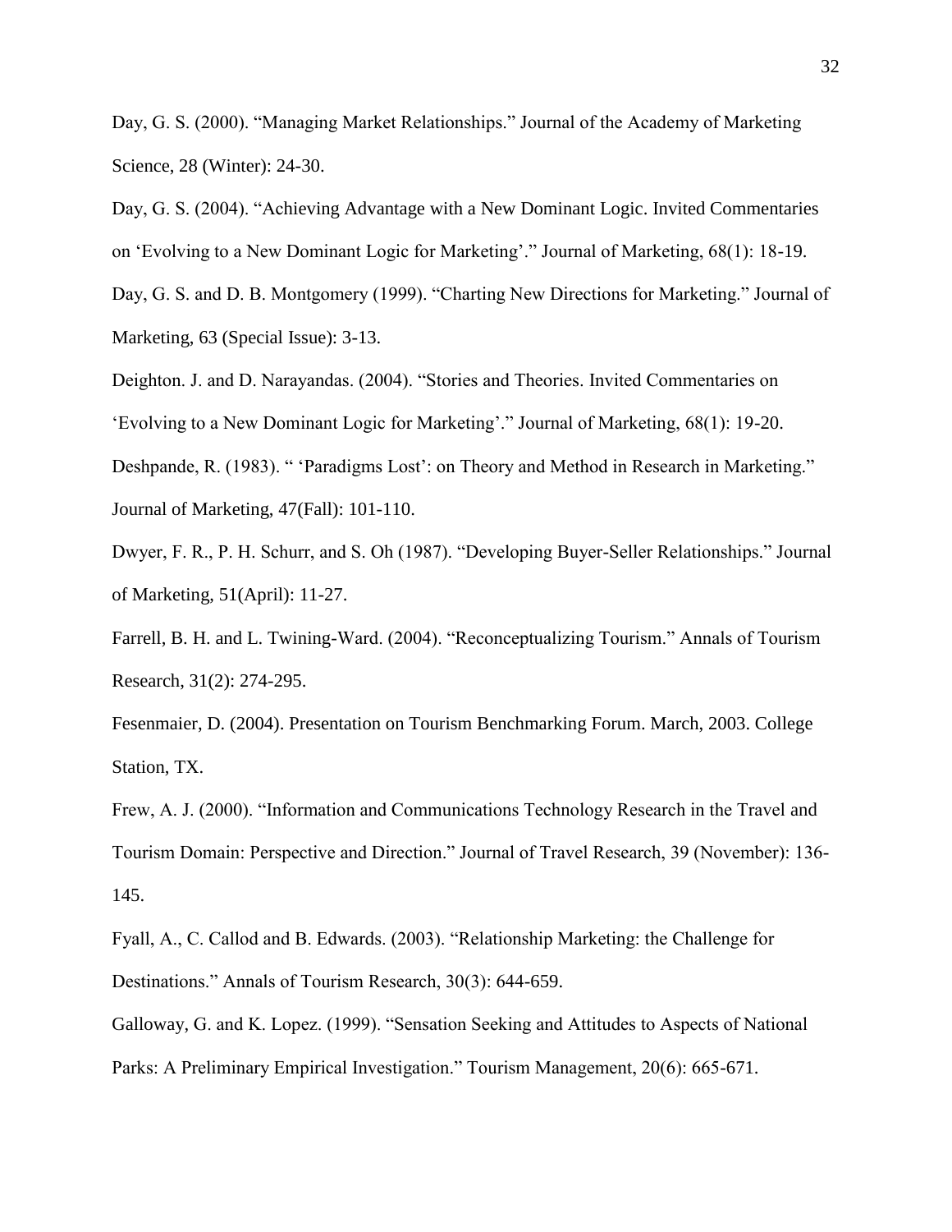Day, G. S. (2000). “Managing Market Relationships.” Journal of the Academy of Marketing Science, 28 (Winter): 24-30.

Day, G. S. (2004). “Achieving Advantage with a New Dominant Logic. Invited Commentaries on ‘Evolving to a New Dominant Logic for Marketing’.” Journal of Marketing, 68(1): 18-19.

Day, G. S. and D. B. Montgomery (1999). “Charting New Directions for Marketing.” Journal of Marketing, 63 (Special Issue): 3-13.

Deighton. J. and D. Narayandas. (2004). “Stories and Theories. Invited Commentaries on ‘Evolving to a New Dominant Logic for Marketing’.” Journal of Marketing, 68(1): 19-20.

Deshpande, R. (1983). “ ‘Paradigms Lost’: on Theory and Method in Research in Marketing.” Journal of Marketing, 47(Fall): 101-110.

Dwyer, F. R., P. H. Schurr, and S. Oh (1987). “Developing Buyer-Seller Relationships.” Journal of Marketing, 51(April): 11-27.

Farrell, B. H. and L. Twining-Ward. (2004). “Reconceptualizing Tourism.” Annals of Tourism Research, 31(2): 274-295.

Fesenmaier, D. (2004). Presentation on Tourism Benchmarking Forum. March, 2003. College Station, TX.

Frew, A. J. (2000). “Information and Communications Technology Research in the Travel and Tourism Domain: Perspective and Direction.” Journal of Travel Research, 39 (November): 136-145.

Fyall, A., C. Callod and B. Edwards. (2003). “Relationship Marketing: the Challenge for Destinations.” Annals of Tourism Research, 30(3): 644-659.

Galloway, G. and K. Lopez. (1999). “Sensation Seeking and Attitudes to Aspects of National Parks: A Preliminary Empirical Investigation.” Tourism Management, 20(6): 665-671.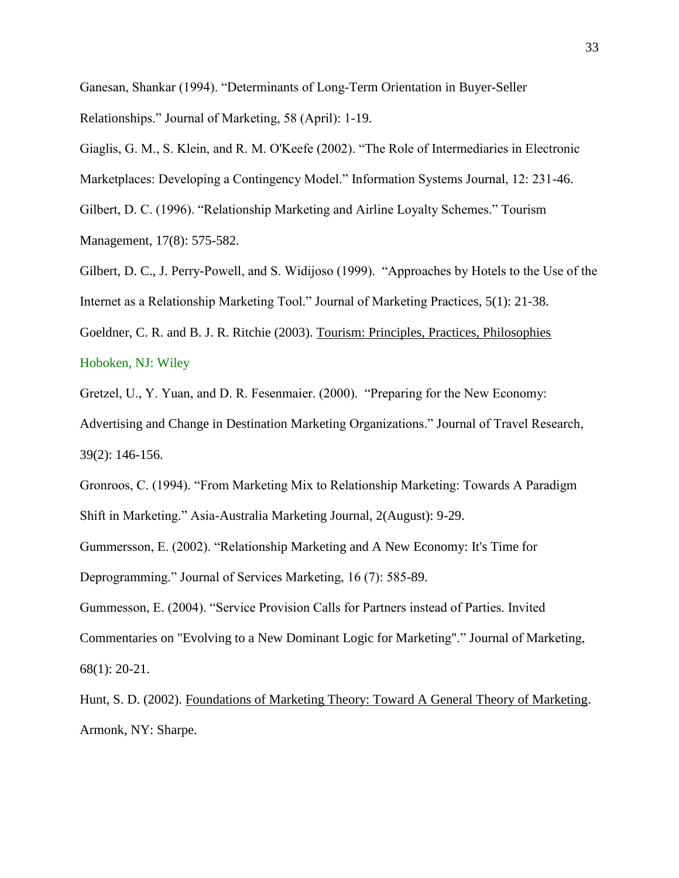Ganesan, Shankar (1994). “Determinants of Long-Term Orientation in Buyer-Seller Relationships.” Journal of Marketing, 58 (April): 1-19.

Giaglis, G. M., S. Klein, and R. M. O'Keefe (2002). “The Role of Intermediaries in Electronic Marketplaces: Developing a Contingency Model.” Information Systems Journal, 12: 231-46.

Gilbert, D. C. (1996). “Relationship Marketing and Airline Loyalty Schemes.” Tourism Management, 17(8): 575-582.

Gilbert, D. C., J. Perry-Powell, and S. Widijoso (1999). “Approaches by Hotels to the Use of the Internet as a Relationship Marketing Tool.” Journal of Marketing Practices, 5(1): 21-38.

Goeldner, C. R. and B. J. R. Ritchie (2003). Tourism: Principles, Practices, Philosophies Hoboken, NJ: Wiley

Gretzel, U., Y. Yuan, and D. R. Fesenmaier. (2000). “Preparing for the New Economy: Advertising and Change in Destination Marketing Organizations.” Journal of Travel Research, 39(2): 146-156.

Gronroos, C. (1994). “From Marketing Mix to Relationship Marketing: Towards A Paradigm Shift in Marketing.” Asia-Australia Marketing Journal, 2(August): 9-29.

Gummersson, E. (2002). “Relationship Marketing and A New Economy: It's Time for Deprogramming.” Journal of Services Marketing, 16 (7): 585-89.

Gummesson, E. (2004). “Service Provision Calls for Partners instead of Parties. Invited Commentaries on "Evolving to a New Dominant Logic for Marketing".” Journal of Marketing, 68(1): 20-21.

Hunt, S. D. (2002). Foundations of Marketing Theory: Toward A General Theory of Marketing. Armonk, NY: Sharpe.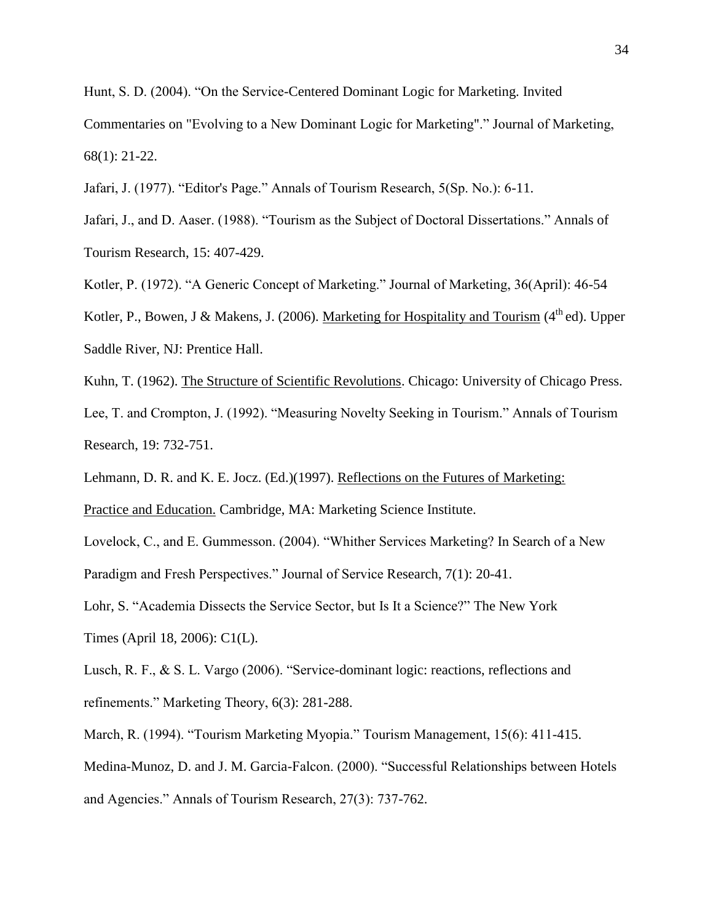Hunt, S. D. (2004). "On the Service-Centered Dominant Logic for Marketing. Invited Commentaries on "Evolving to a New Dominant Logic for Marketing"." Journal of Marketing, 68(1): 21-22.

Jafari, J. (1977). "Editor's Page." Annals of Tourism Research, 5(Sp. No.): 6-11.

Jafari, J., and D. Aaser. (1988). "Tourism as the Subject of Doctoral Dissertations." Annals of Tourism Research, 15: 407-429.

Kotler, P. (1972). "A Generic Concept of Marketing." Journal of Marketing, 36(April): 46-54

Kotler, P., Bowen, J & Makens, J. (2006). Marketing for Hospitality and Tourism (4th ed). Upper Saddle River, NJ: Prentice Hall.

Kuhn, T. (1962). The Structure of Scientific Revolutions. Chicago: University of Chicago Press.

Lee, T. and Crompton, J. (1992). "Measuring Novelty Seeking in Tourism." Annals of Tourism Research, 19: 732-751.

Lehmann, D. R. and K. E. Jocz. (Ed.)(1997). Reflections on the Futures of Marketing: Practice and Education. Cambridge, MA: Marketing Science Institute.

Lovelock, C., and E. Gummesson. (2004). "Whither Services Marketing? In Search of a New Paradigm and Fresh Perspectives." Journal of Service Research, 7(1): 20-41.

Lohr, S. "Academia Dissects the Service Sector, but Is It a Science?" The New York Times (April 18, 2006): C1(L).

Lusch, R. F., & S. L. Vargo (2006). "Service-dominant logic: reactions, reflections and refinements." Marketing Theory, 6(3): 281-288.

March, R. (1994). "Tourism Marketing Myopia." Tourism Management, 15(6): 411-415.

Medina-Munoz, D. and J. M. Garcia-Falcon. (2000). "Successful Relationships between Hotels and Agencies." Annals of Tourism Research, 27(3): 737-762.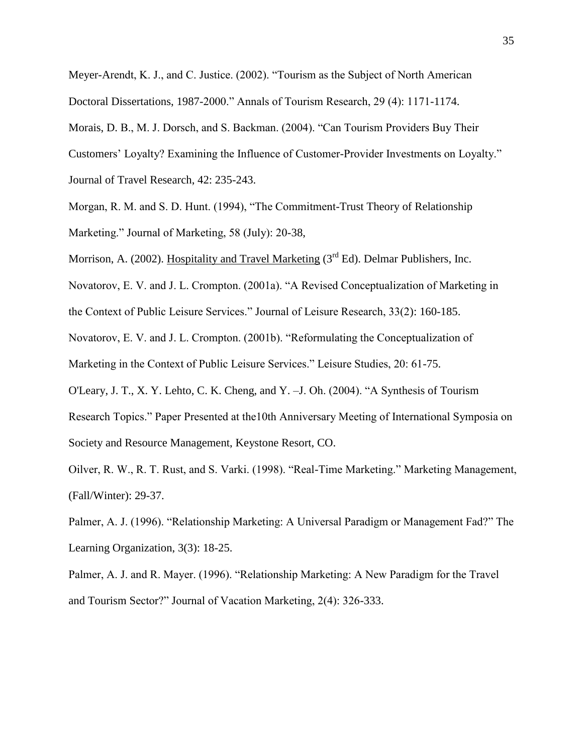Meyer-Arendt, K. J., and C. Justice. (2002). "Tourism as the Subject of North American Doctoral Dissertations, 1987-2000." Annals of Tourism Research, 29 (4): 1171-1174.

Morais, D. B., M. J. Dorsch, and S. Backman. (2004). "Can Tourism Providers Buy Their Customers' Loyalty? Examining the Influence of Customer-Provider Investments on Loyalty." Journal of Travel Research, 42: 235-243.

Morgan, R. M. and S. D. Hunt. (1994), "The Commitment-Trust Theory of Relationship Marketing." Journal of Marketing, 58 (July): 20-38,

Morrison, A. (2002). Hospitality and Travel Marketing (3rd Ed). Delmar Publishers, Inc.

Novatorov, E. V. and J. L. Crompton. (2001a). "A Revised Conceptualization of Marketing in the Context of Public Leisure Services." Journal of Leisure Research, 33(2): 160-185.

Novatorov, E. V. and J. L. Crompton. (2001b). "Reformulating the Conceptualization of Marketing in the Context of Public Leisure Services." Leisure Studies, 20: 61-75.

O'Leary, J. T., X. Y. Lehto, C. K. Cheng, and Y. –J. Oh. (2004). "A Synthesis of Tourism Research Topics." Paper Presented at the10th Anniversary Meeting of International Symposia on Society and Resource Management, Keystone Resort, CO.

Oilver, R. W., R. T. Rust, and S. Varki. (1998). "Real-Time Marketing." Marketing Management, (Fall/Winter): 29-37.

Palmer, A. J. (1996). "Relationship Marketing: A Universal Paradigm or Management Fad?" The Learning Organization, 3(3): 18-25.

Palmer, A. J. and R. Mayer. (1996). "Relationship Marketing: A New Paradigm for the Travel and Tourism Sector?" Journal of Vacation Marketing, 2(4): 326-333.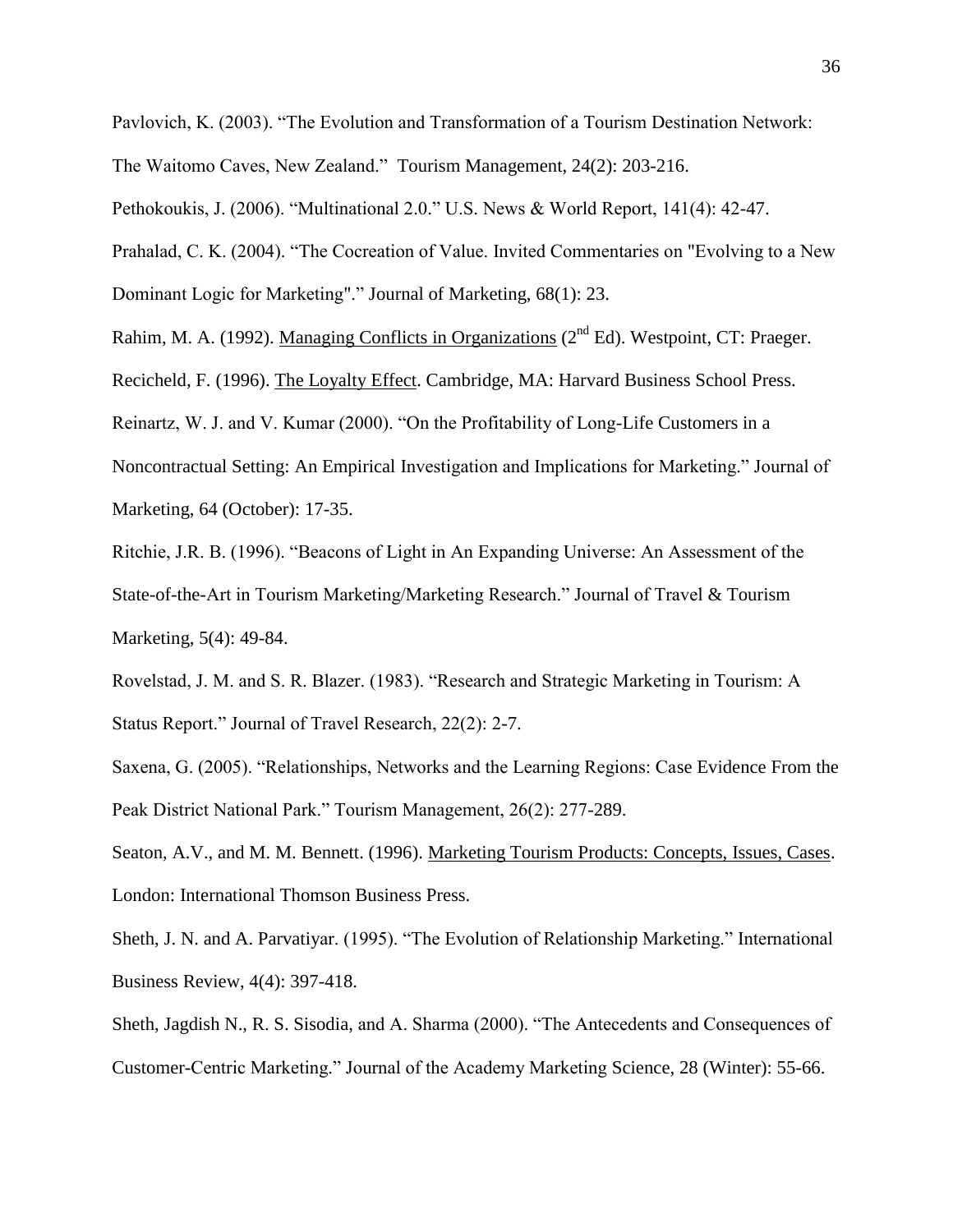Pavlovich, K. (2003). "The Evolution and Transformation of a Tourism Destination Network: The Waitomo Caves, New Zealand." Tourism Management, 24(2): 203-216.

Pethokoukis, J. (2006). "Multinational 2.0." U.S. News & World Report, 141(4): 42-47.

Prahalad, C. K. (2004). "The Cocreation of Value. Invited Commentaries on "Evolving to a New Dominant Logic for Marketing"." Journal of Marketing, 68(1): 23.

Rahim, M. A. (1992). Managing Conflicts in Organizations (2nd Ed). Westpoint, CT: Praeger.

Recicheld, F. (1996). The Loyalty Effect. Cambridge, MA: Harvard Business School Press.

Reinartz, W. J. and V. Kumar (2000). "On the Profitability of Long-Life Customers in a Noncontractual Setting: An Empirical Investigation and Implications for Marketing." Journal of Marketing, 64 (October): 17-35.

Ritchie, J.R. B. (1996). "Beacons of Light in An Expanding Universe: An Assessment of the State-of-the-Art in Tourism Marketing/Marketing Research." Journal of Travel & Tourism Marketing, 5(4): 49-84.

Rovelstad, J. M. and S. R. Blazer. (1983). "Research and Strategic Marketing in Tourism: A Status Report." Journal of Travel Research, 22(2): 2-7.

Saxena, G. (2005). "Relationships, Networks and the Learning Regions: Case Evidence From the Peak District National Park." Tourism Management, 26(2): 277-289.

Seaton, A.V., and M. M. Bennett. (1996). Marketing Tourism Products: Concepts, Issues, Cases. London: International Thomson Business Press.

Sheth, J. N. and A. Parvatiyar. (1995). "The Evolution of Relationship Marketing." International Business Review, 4(4): 397-418.

Sheth, Jagdish N., R. S. Sisodia, and A. Sharma (2000). "The Antecedents and Consequences of Customer-Centric Marketing." Journal of the Academy Marketing Science, 28 (Winter): 55-66.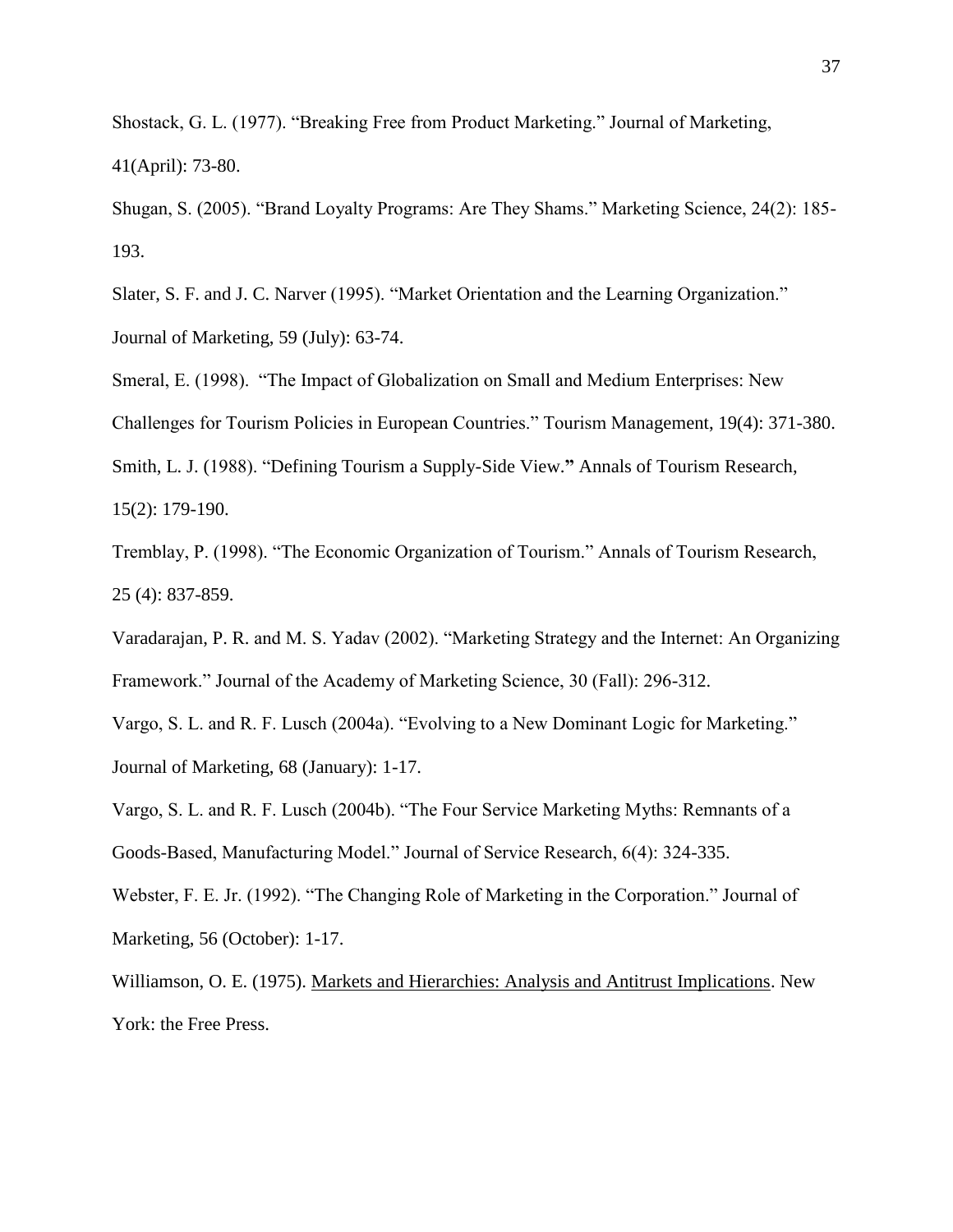Shostack, G. L. (1977). “Breaking Free from Product Marketing.” Journal of Marketing, 41(April): 73-80.

Shugan, S. (2005). “Brand Loyalty Programs: Are They Shams.” Marketing Science, 24(2): 185-193.

Slater, S. F. and J. C. Narver (1995). “Market Orientation and the Learning Organization.” Journal of Marketing, 59 (July): 63-74.

Smeral, E. (1998). “The Impact of Globalization on Small and Medium Enterprises: New Challenges for Tourism Policies in European Countries.” Tourism Management, 19(4): 371-380.

Smith, L. J. (1988). “Defining Tourism a Supply-Side View.**”** Annals of Tourism Research, 15(2): 179-190.

Tremblay, P. (1998). “The Economic Organization of Tourism.” Annals of Tourism Research, 25 (4): 837-859.

Varadarajan, P. R. and M. S. Yadav (2002). “Marketing Strategy and the Internet: An Organizing Framework.” Journal of the Academy of Marketing Science, 30 (Fall): 296-312.

Vargo, S. L. and R. F. Lusch (2004a). “Evolving to a New Dominant Logic for Marketing.” Journal of Marketing, 68 (January): 1-17.

Vargo, S. L. and R. F. Lusch (2004b). “The Four Service Marketing Myths: Remnants of a Goods-Based, Manufacturing Model.” Journal of Service Research, 6(4): 324-335.

Webster, F. E. Jr. (1992). “The Changing Role of Marketing in the Corporation.” Journal of Marketing, 56 (October): 1-17.

Williamson, O. E. (1975). <u>Markets and Hierarchies: Analysis and Antitrust Implications</u>. New York: the Free Press.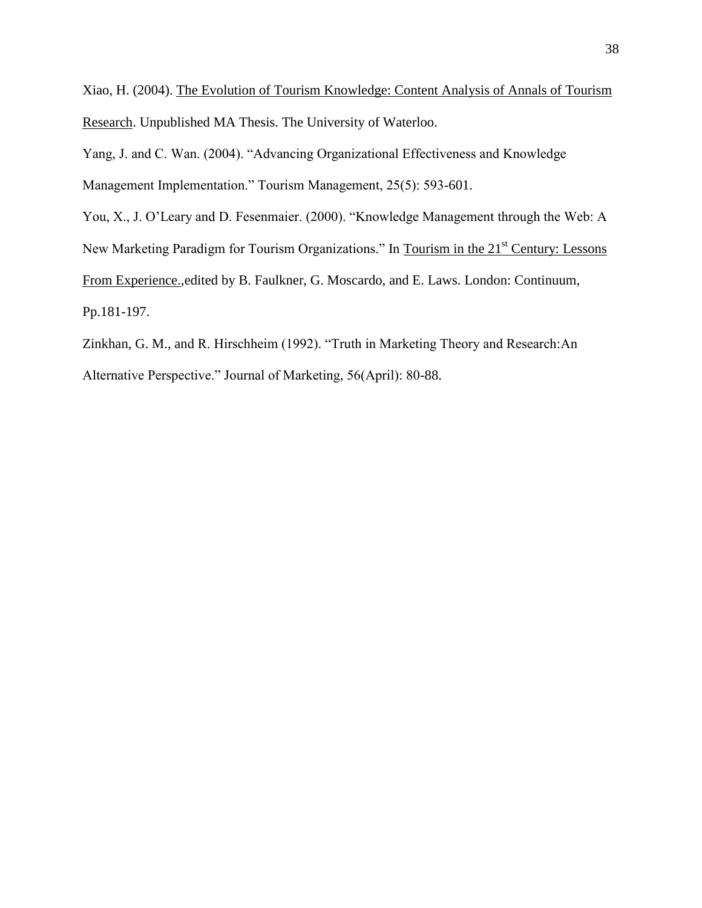Xiao, H. (2004). The Evolution of Tourism Knowledge: Content Analysis of Annals of Tourism Research. Unpublished MA Thesis. The University of Waterloo.

Yang, J. and C. Wan. (2004). “Advancing Organizational Effectiveness and Knowledge Management Implementation.” Tourism Management, 25(5): 593-601.

You, X., J. O’Leary and D. Fesenmaier. (2000). “Knowledge Management through the Web: A New Marketing Paradigm for Tourism Organizations.” In Tourism in the 21st Century: Lessons From Experience.,edited by B. Faulkner, G. Moscardo, and E. Laws. London: Continuum, Pp.181-197.

Zinkhan, G. M., and R. Hirschheim (1992). “Truth in Marketing Theory and Research:An Alternative Perspective.” Journal of Marketing, 56(April): 80-88.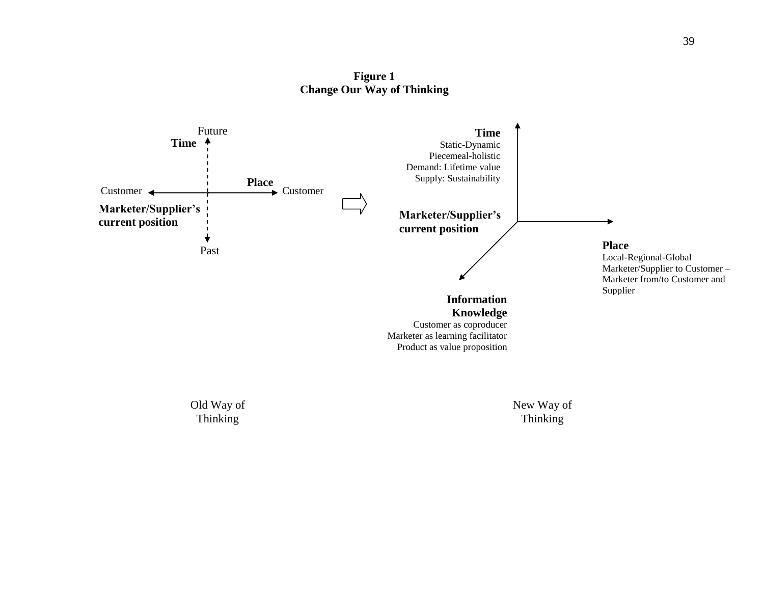**Figure 1**
**Change Our Way of Thinking**

Future

**Time**

**Place**

Customer

Customer

**Marketer/Supplier's current position**

Past

**Time**

Static-Dynamic

Piecemeal-holistic

Demand: Lifetime value

Supply: Sustainability

**Marketer/Supplier's current position**

**Place**

Local-Regional-Global

Marketer/Supplier to Customer – Marketer from/to Customer and Supplier

**Information Knowledge**

Customer as coproducer

Marketer as learning facilitator

Product as value proposition

Old Way of Thinking

New Way of Thinking